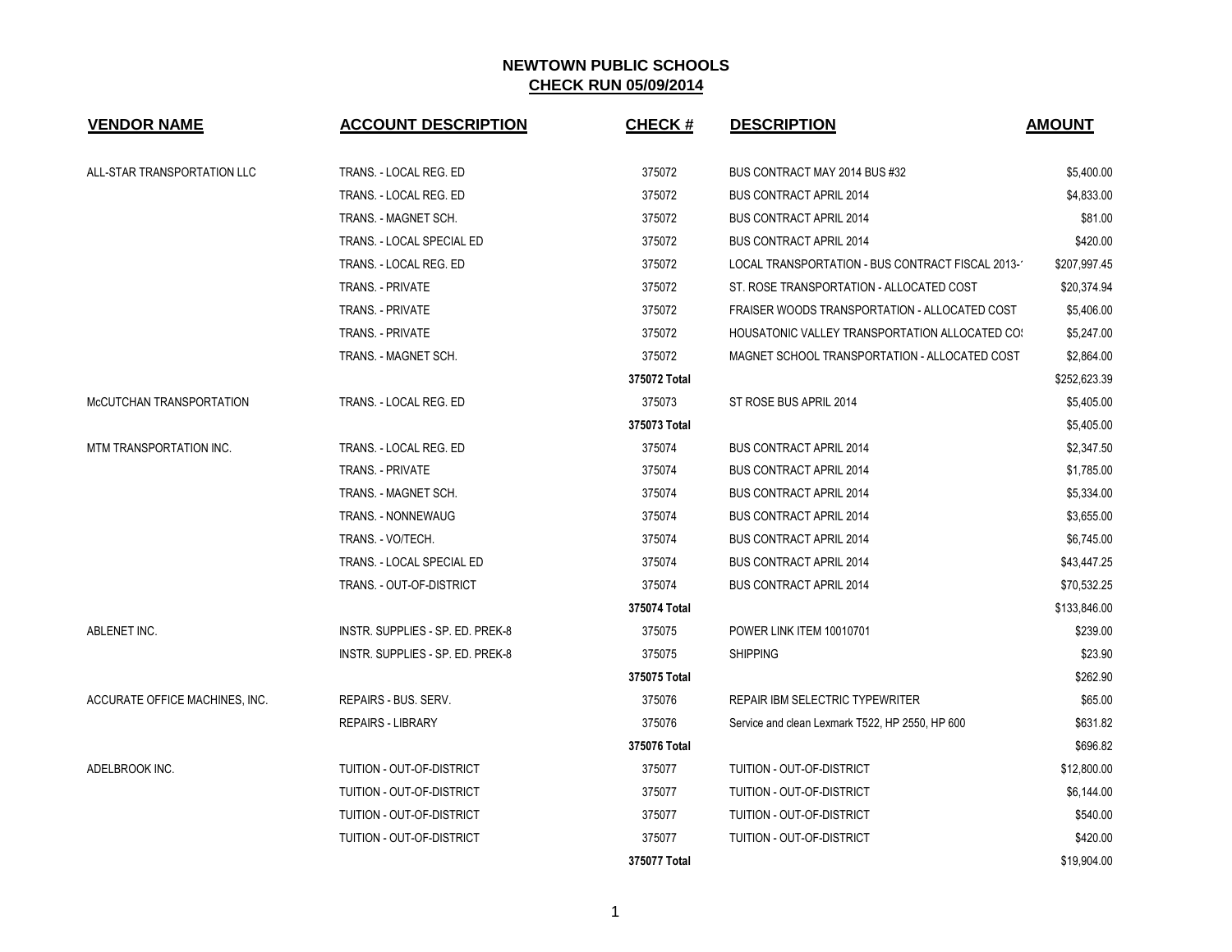# NEWTOWN PUBLIC SCHOOLS

## CHECK RUN 05/09/2014

| VENDOR NAME | ACCOUNT DESCRIPTION | CHECK # | DESCRIPTION | AMOUNT |
|---|---|---|---|---|
| ALL-STAR TRANSPORTATION LLC | TRANS. - LOCAL REG. ED | 375072 | BUS CONTRACT MAY 2014 BUS #32 | $5,400.00 |
| | TRANS. - LOCAL REG. ED | 375072 | BUS CONTRACT APRIL 2014 | $4,833.00 |
| | TRANS. - MAGNET SCH. | 375072 | BUS CONTRACT APRIL 2014 | $81.00 |
| | TRANS. - LOCAL SPECIAL ED | 375072 | BUS CONTRACT APRIL 2014 | $420.00 |
| | TRANS. - LOCAL REG. ED | 375072 | LOCAL TRANSPORTATION - BUS CONTRACT FISCAL 2013-1 | $207,997.45 |
| | TRANS. - PRIVATE | 375072 | ST. ROSE TRANSPORTATION - ALLOCATED COST | $20,374.94 |
| | TRANS. - PRIVATE | 375072 | FRAISER WOODS TRANSPORTATION - ALLOCATED COST | $5,406.00 |
| | TRANS. - PRIVATE | 375072 | HOUSATONIC VALLEY TRANSPORTATION ALLOCATED COS | $5,247.00 |
| | TRANS. - MAGNET SCH. | 375072 | MAGNET SCHOOL TRANSPORTATION - ALLOCATED COST | $2,864.00 |
| | | **375072 Total** | | $252,623.39 |
| McCUTCHAN TRANSPORTATION | TRANS. - LOCAL REG. ED | 375073 | ST ROSE BUS APRIL 2014 | $5,405.00 |
| | | **375073 Total** | | $5,405.00 |
| MTM TRANSPORTATION INC. | TRANS. - LOCAL REG. ED | 375074 | BUS CONTRACT APRIL 2014 | $2,347.50 |
| | TRANS. - PRIVATE | 375074 | BUS CONTRACT APRIL 2014 | $1,785.00 |
| | TRANS. - MAGNET SCH. | 375074 | BUS CONTRACT APRIL 2014 | $5,334.00 |
| | TRANS. - NONNEWAUG | 375074 | BUS CONTRACT APRIL 2014 | $3,655.00 |
| | TRANS. - VO/TECH. | 375074 | BUS CONTRACT APRIL 2014 | $6,745.00 |
| | TRANS. - LOCAL SPECIAL ED | 375074 | BUS CONTRACT APRIL 2014 | $43,447.25 |
| | TRANS. - OUT-OF-DISTRICT | 375074 | BUS CONTRACT APRIL 2014 | $70,532.25 |
| | | **375074 Total** | | $133,846.00 |
| ABLENET INC. | INSTR. SUPPLIES - SP. ED. PREK-8 | 375075 | POWER LINK ITEM 10010701 | $239.00 |
| | INSTR. SUPPLIES - SP. ED. PREK-8 | 375075 | SHIPPING | $23.90 |
| | | **375075 Total** | | $262.90 |
| ACCURATE OFFICE MACHINES, INC. | REPAIRS - BUS. SERV. | 375076 | REPAIR IBM SELECTRIC TYPEWRITER | $65.00 |
| | REPAIRS - LIBRARY | 375076 | Service and clean Lexmark T522, HP 2550, HP 600 | $631.82 |
| | | **375076 Total** | | $696.82 |
| ADELBROOK INC. | TUITION - OUT-OF-DISTRICT | 375077 | TUITION - OUT-OF-DISTRICT | $12,800.00 |
| | TUITION - OUT-OF-DISTRICT | 375077 | TUITION - OUT-OF-DISTRICT | $6,144.00 |
| | TUITION - OUT-OF-DISTRICT | 375077 | TUITION - OUT-OF-DISTRICT | $540.00 |
| | TUITION - OUT-OF-DISTRICT | 375077 | TUITION - OUT-OF-DISTRICT | $420.00 |
| | | **375077 Total** | | $19,904.00 |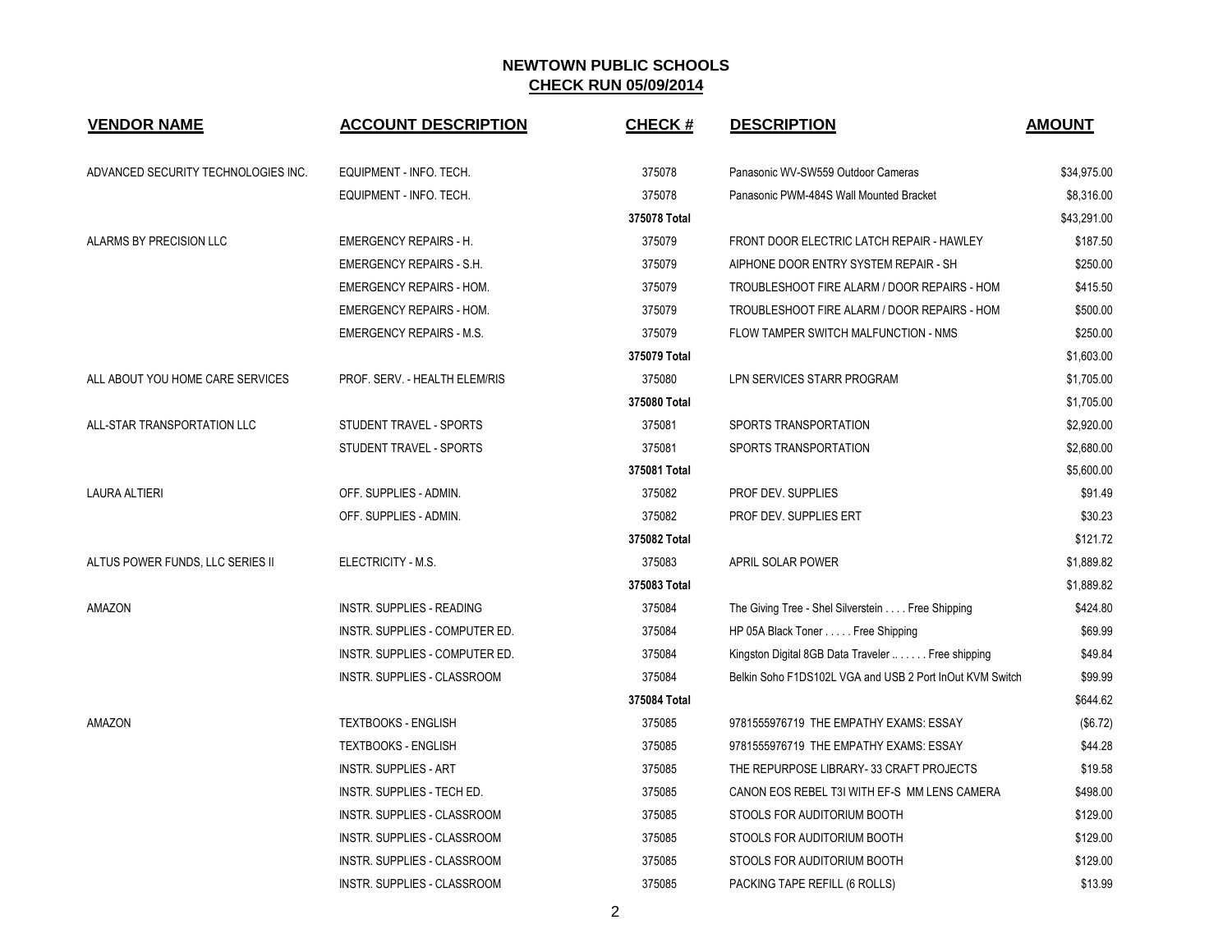## NEWTOWN PUBLIC SCHOOLS
## CHECK RUN 05/09/2014

| VENDOR NAME | ACCOUNT DESCRIPTION | CHECK # | DESCRIPTION | AMOUNT |
|---|---|---|---|---|
| ADVANCED SECURITY TECHNOLOGIES INC. | EQUIPMENT - INFO. TECH. | 375078 | Panasonic WV-SW559 Outdoor Cameras | $34,975.00 |
| | EQUIPMENT - INFO. TECH. | 375078 | Panasonic PWM-484S Wall Mounted Bracket | $8,316.00 |
| | | 375078 Total | | $43,291.00 |
| ALARMS BY PRECISION LLC | EMERGENCY REPAIRS - H. | 375079 | FRONT DOOR ELECTRIC LATCH REPAIR - HAWLEY | $187.50 |
| | EMERGENCY REPAIRS - S.H. | 375079 | AIPHONE DOOR ENTRY SYSTEM REPAIR - SH | $250.00 |
| | EMERGENCY REPAIRS - HOM. | 375079 | TROUBLESHOOT FIRE ALARM / DOOR REPAIRS - HOM | $415.50 |
| | EMERGENCY REPAIRS - HOM. | 375079 | TROUBLESHOOT FIRE ALARM / DOOR REPAIRS - HOM | $500.00 |
| | EMERGENCY REPAIRS - M.S. | 375079 | FLOW TAMPER SWITCH MALFUNCTION - NMS | $250.00 |
| | | 375079 Total | | $1,603.00 |
| ALL ABOUT YOU HOME CARE SERVICES | PROF. SERV. - HEALTH ELEM/RIS | 375080 | LPN SERVICES STARR PROGRAM | $1,705.00 |
| | | 375080 Total | | $1,705.00 |
| ALL-STAR TRANSPORTATION LLC | STUDENT TRAVEL - SPORTS | 375081 | SPORTS TRANSPORTATION | $2,920.00 |
| | STUDENT TRAVEL - SPORTS | 375081 | SPORTS TRANSPORTATION | $2,680.00 |
| | | 375081 Total | | $5,600.00 |
| LAURA ALTIERI | OFF. SUPPLIES - ADMIN. | 375082 | PROF DEV. SUPPLIES | $91.49 |
| | OFF. SUPPLIES - ADMIN. | 375082 | PROF DEV. SUPPLIES ERT | $30.23 |
| | | 375082 Total | | $121.72 |
| ALTUS POWER FUNDS, LLC SERIES II | ELECTRICITY - M.S. | 375083 | APRIL SOLAR POWER | $1,889.82 |
| | | 375083 Total | | $1,889.82 |
| AMAZON | INSTR. SUPPLIES - READING | 375084 | The Giving Tree - Shel Silverstein . . . . Free Shipping | $424.80 |
| | INSTR. SUPPLIES - COMPUTER ED. | 375084 | HP 05A Black Toner . . . . . Free Shipping | $69.99 |
| | INSTR. SUPPLIES - COMPUTER ED. | 375084 | Kingston Digital 8GB Data Traveler .. . . . . . Free shipping | $49.84 |
| | INSTR. SUPPLIES - CLASSROOM | 375084 | Belkin Soho F1DS102L VGA and USB 2 Port InOut KVM Switch | $99.99 |
| | | 375084 Total | | $644.62 |
| AMAZON | TEXTBOOKS - ENGLISH | 375085 | 9781555976719 THE EMPATHY EXAMS: ESSAY | ($6.72) |
| | TEXTBOOKS - ENGLISH | 375085 | 9781555976719 THE EMPATHY EXAMS: ESSAY | $44.28 |
| | INSTR. SUPPLIES - ART | 375085 | THE REPURPOSE LIBRARY- 33 CRAFT PROJECTS | $19.58 |
| | INSTR. SUPPLIES - TECH ED. | 375085 | CANON EOS REBEL T3I WITH EF-S MM LENS CAMERA | $498.00 |
| | INSTR. SUPPLIES - CLASSROOM | 375085 | STOOLS FOR AUDITORIUM BOOTH | $129.00 |
| | INSTR. SUPPLIES - CLASSROOM | 375085 | STOOLS FOR AUDITORIUM BOOTH | $129.00 |
| | INSTR. SUPPLIES - CLASSROOM | 375085 | STOOLS FOR AUDITORIUM BOOTH | $129.00 |
| | INSTR. SUPPLIES - CLASSROOM | 375085 | PACKING TAPE REFILL (6 ROLLS) | $13.99 |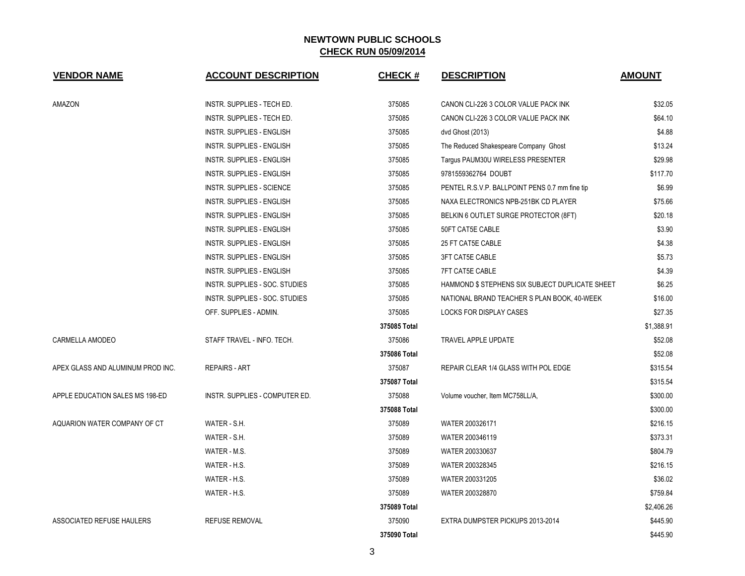# NEWTOWN PUBLIC SCHOOLS

## CHECK RUN 05/09/2014

| VENDOR NAME | ACCOUNT DESCRIPTION | CHECK # | DESCRIPTION | AMOUNT |
|---|---|---|---|---|
| AMAZON | INSTR. SUPPLIES - TECH ED. | 375085 | CANON CLI-226 3 COLOR VALUE PACK INK | $32.05 |
| | INSTR. SUPPLIES - TECH ED. | 375085 | CANON CLI-226 3 COLOR VALUE PACK INK | $64.10 |
| | INSTR. SUPPLIES - ENGLISH | 375085 | dvd Ghost (2013) | $4.88 |
| | INSTR. SUPPLIES - ENGLISH | 375085 | The Reduced Shakespeare Company Ghost | $13.24 |
| | INSTR. SUPPLIES - ENGLISH | 375085 | Targus PAUM30U WIRELESS PRESENTER | $29.98 |
| | INSTR. SUPPLIES - ENGLISH | 375085 | 9781559362764 DOUBT | $117.70 |
| | INSTR. SUPPLIES - SCIENCE | 375085 | PENTEL R.S.V.P. BALLPOINT PENS 0.7 mm fine tip | $6.99 |
| | INSTR. SUPPLIES - ENGLISH | 375085 | NAXA ELECTRONICS NPB-251BK CD PLAYER | $75.66 |
| | INSTR. SUPPLIES - ENGLISH | 375085 | BELKIN 6 OUTLET SURGE PROTECTOR (8FT) | $20.18 |
| | INSTR. SUPPLIES - ENGLISH | 375085 | 50FT CAT5E CABLE | $3.90 |
| | INSTR. SUPPLIES - ENGLISH | 375085 | 25 FT CAT5E CABLE | $4.38 |
| | INSTR. SUPPLIES - ENGLISH | 375085 | 3FT CAT5E CABLE | $5.73 |
| | INSTR. SUPPLIES - ENGLISH | 375085 | 7FT CAT5E CABLE | $4.39 |
| | INSTR. SUPPLIES - SOC. STUDIES | 375085 | HAMMOND $ STEPHENS SIX SUBJECT DUPLICATE SHEET | $6.25 |
| | INSTR. SUPPLIES - SOC. STUDIES | 375085 | NATIONAL BRAND TEACHER S PLAN BOOK, 40-WEEK | $16.00 |
| | OFF. SUPPLIES - ADMIN. | 375085 | LOCKS FOR DISPLAY CASES | $27.35 |
| | | **375085 Total** | | $1,388.91 |
| CARMELLA AMODEO | STAFF TRAVEL - INFO. TECH. | 375086 | TRAVEL APPLE UPDATE | $52.08 |
| | | **375086 Total** | | $52.08 |
| APEX GLASS AND ALUMINUM PROD INC. | REPAIRS - ART | 375087 | REPAIR CLEAR 1/4 GLASS WITH POL EDGE | $315.54 |
| | | **375087 Total** | | $315.54 |
| APPLE EDUCATION SALES MS 198-ED | INSTR. SUPPLIES - COMPUTER ED. | 375088 | Volume voucher, Item MC758LL/A, | $300.00 |
| | | **375088 Total** | | $300.00 |
| AQUARION WATER COMPANY OF CT | WATER - S.H. | 375089 | WATER 200326171 | $216.15 |
| | WATER - S.H. | 375089 | WATER 200346119 | $373.31 |
| | WATER - M.S. | 375089 | WATER 200330637 | $804.79 |
| | WATER - H.S. | 375089 | WATER 200328345 | $216.15 |
| | WATER - H.S. | 375089 | WATER 200331205 | $36.02 |
| | WATER - H.S. | 375089 | WATER 200328870 | $759.84 |
| | | **375089 Total** | | $2,406.26 |
| ASSOCIATED REFUSE HAULERS | REFUSE REMOVAL | 375090 | EXTRA DUMPSTER PICKUPS 2013-2014 | $445.90 |
| | | **375090 Total** | | $445.90 |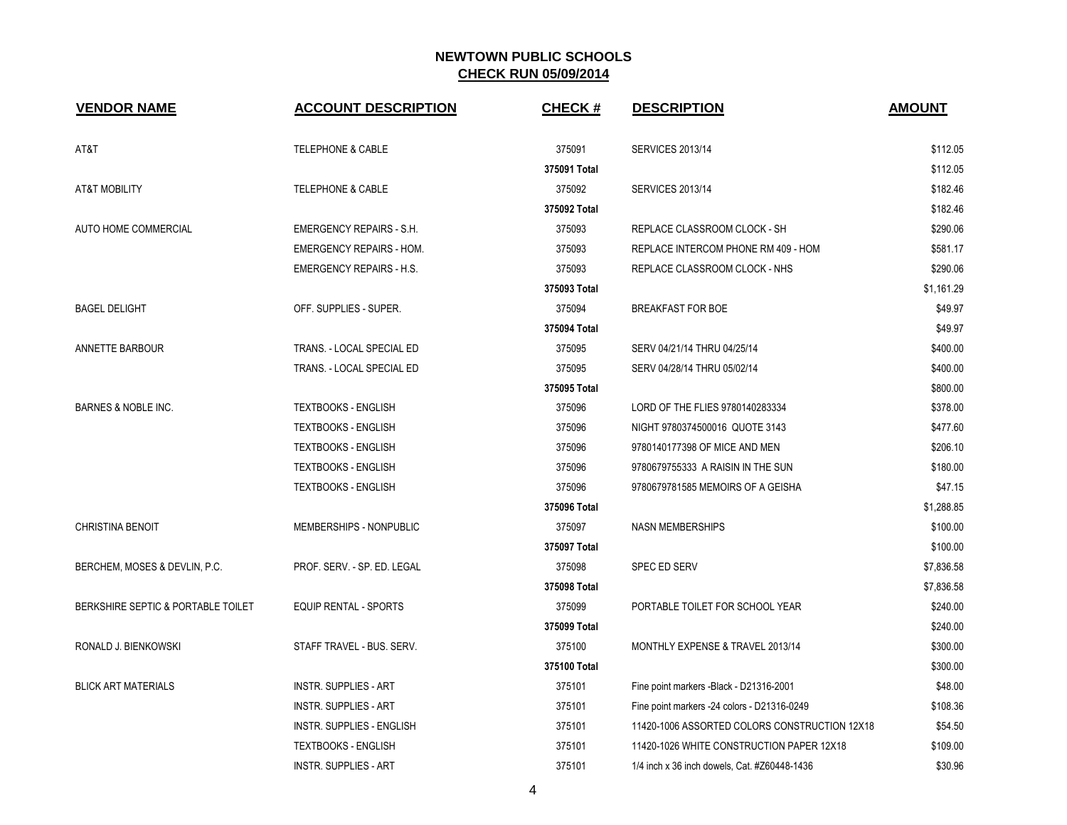# NEWTOWN PUBLIC SCHOOLS

## CHECK RUN 05/09/2014

| VENDOR NAME | ACCOUNT DESCRIPTION | CHECK # | DESCRIPTION | AMOUNT |
|---|---|---|---|---|
| AT&T | TELEPHONE & CABLE | 375091 | SERVICES 2013/14 | $112.05 |
| | | **375091 Total** | | $112.05 |
| AT&T MOBILITY | TELEPHONE & CABLE | 375092 | SERVICES 2013/14 | $182.46 |
| | | **375092 Total** | | $182.46 |
| AUTO HOME COMMERCIAL | EMERGENCY REPAIRS - S.H. | 375093 | REPLACE CLASSROOM CLOCK - SH | $290.06 |
| | EMERGENCY REPAIRS - HOM. | 375093 | REPLACE INTERCOM PHONE RM 409 - HOM | $581.17 |
| | EMERGENCY REPAIRS - H.S. | 375093 | REPLACE CLASSROOM CLOCK - NHS | $290.06 |
| | | **375093 Total** | | $1,161.29 |
| BAGEL DELIGHT | OFF. SUPPLIES - SUPER. | 375094 | BREAKFAST FOR BOE | $49.97 |
| | | **375094 Total** | | $49.97 |
| ANNETTE BARBOUR | TRANS. - LOCAL SPECIAL ED | 375095 | SERV 04/21/14 THRU 04/25/14 | $400.00 |
| | TRANS. - LOCAL SPECIAL ED | 375095 | SERV 04/28/14 THRU 05/02/14 | $400.00 |
| | | **375095 Total** | | $800.00 |
| BARNES & NOBLE INC. | TEXTBOOKS - ENGLISH | 375096 | LORD OF THE FLIES 9780140283334 | $378.00 |
| | TEXTBOOKS - ENGLISH | 375096 | NIGHT 9780374500016 QUOTE 3143 | $477.60 |
| | TEXTBOOKS - ENGLISH | 375096 | 9780140177398 OF MICE AND MEN | $206.10 |
| | TEXTBOOKS - ENGLISH | 375096 | 9780679755333 A RAISIN IN THE SUN | $180.00 |
| | TEXTBOOKS - ENGLISH | 375096 | 9780679781585 MEMOIRS OF A GEISHA | $47.15 |
| | | **375096 Total** | | $1,288.85 |
| CHRISTINA BENOIT | MEMBERSHIPS - NONPUBLIC | 375097 | NASN MEMBERSHIPS | $100.00 |
| | | **375097 Total** | | $100.00 |
| BERCHEM, MOSES & DEVLIN, P.C. | PROF. SERV. - SP. ED. LEGAL | 375098 | SPEC ED SERV | $7,836.58 |
| | | **375098 Total** | | $7,836.58 |
| BERKSHIRE SEPTIC & PORTABLE TOILET | EQUIP RENTAL - SPORTS | 375099 | PORTABLE TOILET FOR SCHOOL YEAR | $240.00 |
| | | **375099 Total** | | $240.00 |
| RONALD J. BIENKOWSKI | STAFF TRAVEL - BUS. SERV. | 375100 | MONTHLY EXPENSE & TRAVEL 2013/14 | $300.00 |
| | | **375100 Total** | | $300.00 |
| BLICK ART MATERIALS | INSTR. SUPPLIES - ART | 375101 | Fine point markers -Black - D21316-2001 | $48.00 |
| | INSTR. SUPPLIES - ART | 375101 | Fine point markers -24 colors - D21316-0249 | $108.36 |
| | INSTR. SUPPLIES - ENGLISH | 375101 | 11420-1006 ASSORTED COLORS CONSTRUCTION 12X18 | $54.50 |
| | TEXTBOOKS - ENGLISH | 375101 | 11420-1026 WHITE CONSTRUCTION PAPER 12X18 | $109.00 |
| | INSTR. SUPPLIES - ART | 375101 | 1/4 inch x 36 inch dowels, Cat. #Z60448-1436 | $30.96 |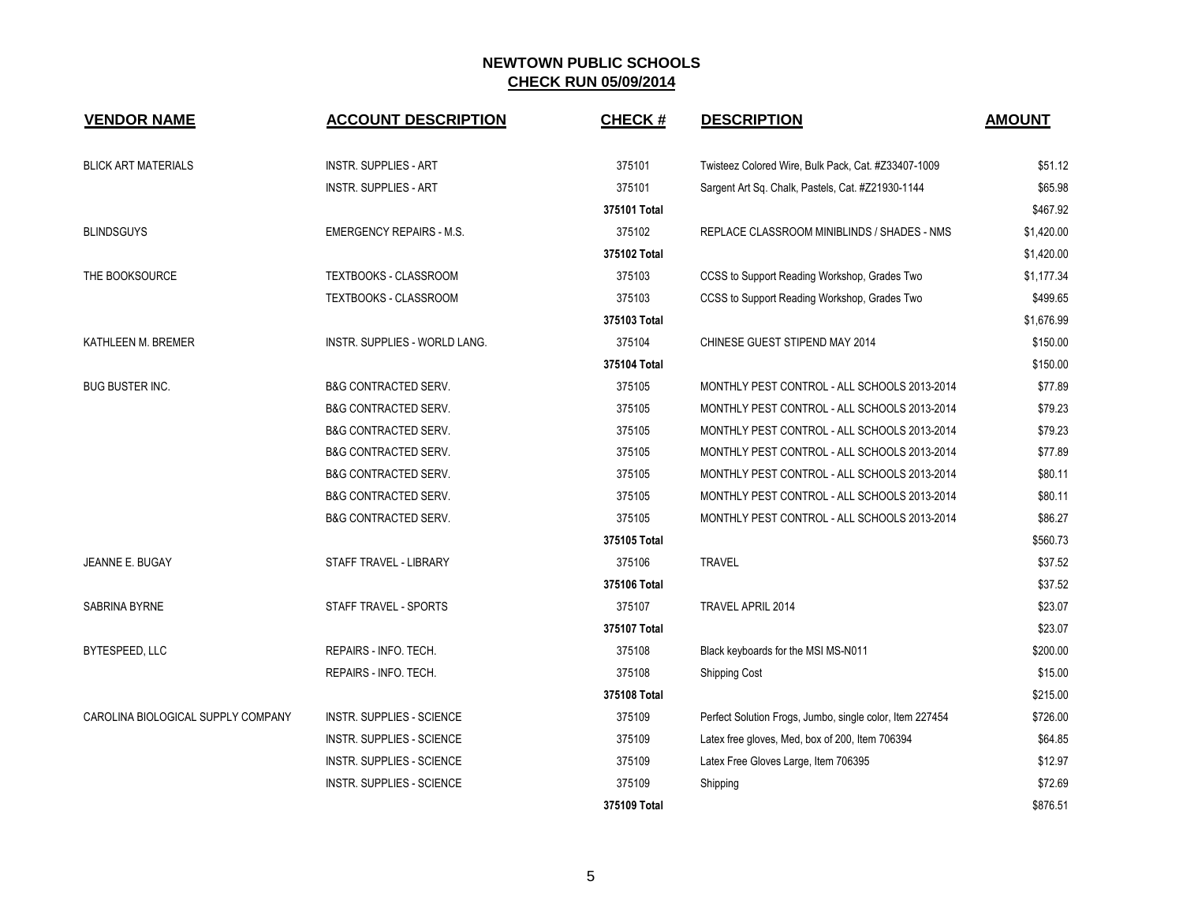# NEWTOWN PUBLIC SCHOOLS

## CHECK RUN 05/09/2014

| VENDOR NAME | ACCOUNT DESCRIPTION | CHECK # | DESCRIPTION | AMOUNT |
|---|---|---|---|---|
| BLICK ART MATERIALS | INSTR. SUPPLIES - ART | 375101 | Twisteez Colored Wire, Bulk Pack, Cat. #Z33407-1009 | $51.12 |
| | INSTR. SUPPLIES - ART | 375101 | Sargent Art Sq. Chalk, Pastels, Cat. #Z21930-1144 | $65.98 |
| | | **375101 Total** | | $467.92 |
| BLINDSGUYS | EMERGENCY REPAIRS - M.S. | 375102 | REPLACE CLASSROOM MINIBLINDS / SHADES - NMS | $1,420.00 |
| | | **375102 Total** | | $1,420.00 |
| THE BOOKSOURCE | TEXTBOOKS - CLASSROOM | 375103 | CCSS to Support Reading Workshop, Grades Two | $1,177.34 |
| | TEXTBOOKS - CLASSROOM | 375103 | CCSS to Support Reading Workshop, Grades Two | $499.65 |
| | | **375103 Total** | | $1,676.99 |
| KATHLEEN M. BREMER | INSTR. SUPPLIES - WORLD LANG. | 375104 | CHINESE GUEST STIPEND MAY 2014 | $150.00 |
| | | **375104 Total** | | $150.00 |
| BUG BUSTER INC. | B&G CONTRACTED SERV. | 375105 | MONTHLY PEST CONTROL - ALL SCHOOLS 2013-2014 | $77.89 |
| | B&G CONTRACTED SERV. | 375105 | MONTHLY PEST CONTROL - ALL SCHOOLS 2013-2014 | $79.23 |
| | B&G CONTRACTED SERV. | 375105 | MONTHLY PEST CONTROL - ALL SCHOOLS 2013-2014 | $79.23 |
| | B&G CONTRACTED SERV. | 375105 | MONTHLY PEST CONTROL - ALL SCHOOLS 2013-2014 | $77.89 |
| | B&G CONTRACTED SERV. | 375105 | MONTHLY PEST CONTROL - ALL SCHOOLS 2013-2014 | $80.11 |
| | B&G CONTRACTED SERV. | 375105 | MONTHLY PEST CONTROL - ALL SCHOOLS 2013-2014 | $80.11 |
| | B&G CONTRACTED SERV. | 375105 | MONTHLY PEST CONTROL - ALL SCHOOLS 2013-2014 | $86.27 |
| | | **375105 Total** | | $560.73 |
| JEANNE E. BUGAY | STAFF TRAVEL - LIBRARY | 375106 | TRAVEL | $37.52 |
| | | **375106 Total** | | $37.52 |
| SABRINA BYRNE | STAFF TRAVEL - SPORTS | 375107 | TRAVEL APRIL 2014 | $23.07 |
| | | **375107 Total** | | $23.07 |
| BYTESPEED, LLC | REPAIRS - INFO. TECH. | 375108 | Black keyboards for the MSI MS-N011 | $200.00 |
| | REPAIRS - INFO. TECH. | 375108 | Shipping Cost | $15.00 |
| | | **375108 Total** | | $215.00 |
| CAROLINA BIOLOGICAL SUPPLY COMPANY | INSTR. SUPPLIES - SCIENCE | 375109 | Perfect Solution Frogs, Jumbo, single color, Item 227454 | $726.00 |
| | INSTR. SUPPLIES - SCIENCE | 375109 | Latex free gloves, Med, box of 200, Item 706394 | $64.85 |
| | INSTR. SUPPLIES - SCIENCE | 375109 | Latex Free Gloves Large, Item 706395 | $12.97 |
| | INSTR. SUPPLIES - SCIENCE | 375109 | Shipping | $72.69 |
| | | **375109 Total** | | $876.51 |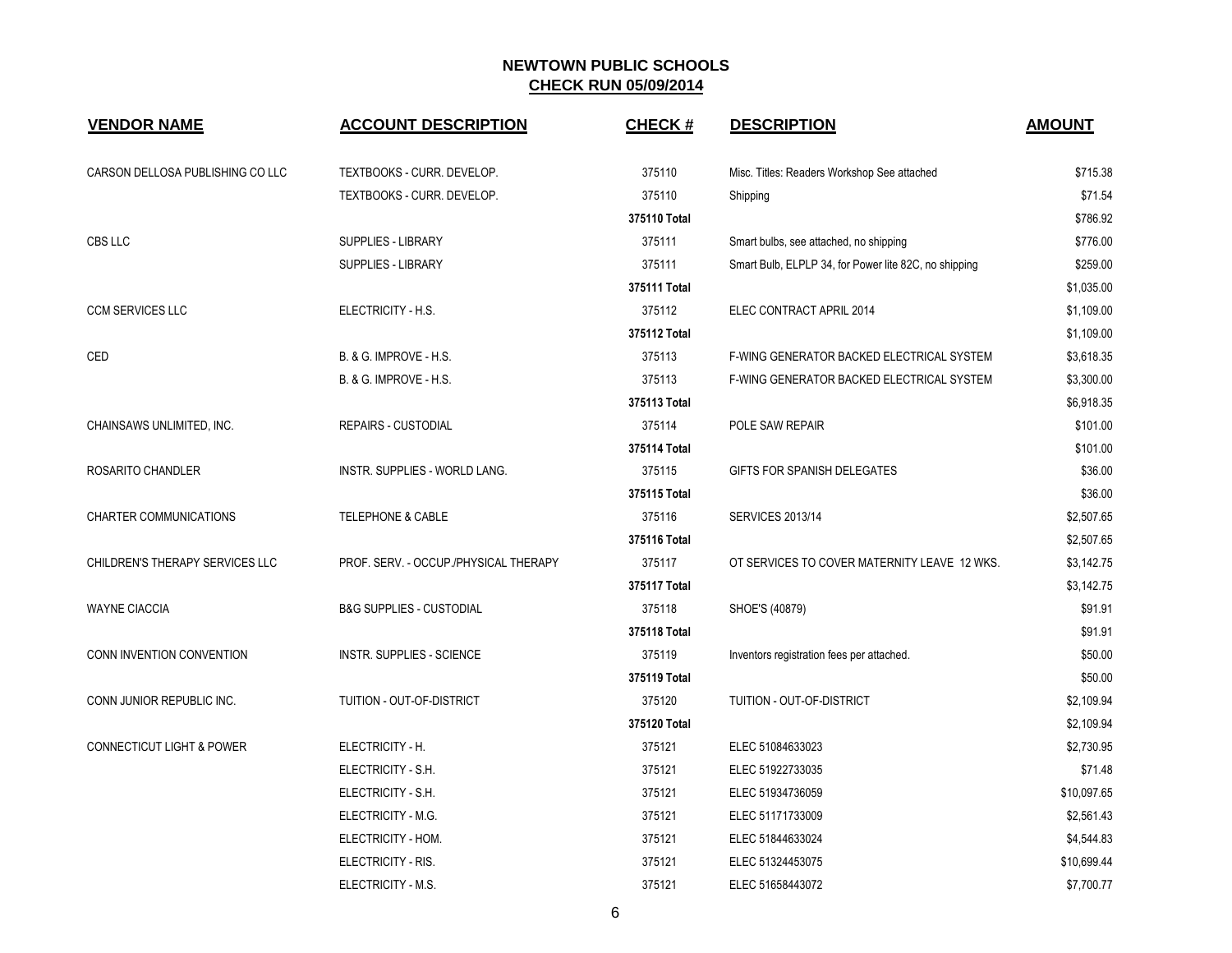# NEWTOWN PUBLIC SCHOOLS

## CHECK RUN 05/09/2014

| VENDOR NAME | ACCOUNT DESCRIPTION | CHECK # | DESCRIPTION | AMOUNT |
|---|---|---|---|---|
| CARSON DELLOSA PUBLISHING CO LLC | TEXTBOOKS - CURR. DEVELOP. | 375110 | Misc. Titles: Readers Workshop See attached | $715.38 |
| | TEXTBOOKS - CURR. DEVELOP. | 375110 | Shipping | $71.54 |
| | | 375110 Total | | $786.92 |
| CBS LLC | SUPPLIES - LIBRARY | 375111 | Smart bulbs, see attached, no shipping | $776.00 |
| | SUPPLIES - LIBRARY | 375111 | Smart Bulb, ELPLP 34, for Power lite 82C, no shipping | $259.00 |
| | | 375111 Total | | $1,035.00 |
| CCM SERVICES LLC | ELECTRICITY - H.S. | 375112 | ELEC CONTRACT APRIL 2014 | $1,109.00 |
| | | 375112 Total | | $1,109.00 |
| CED | B. & G. IMPROVE - H.S. | 375113 | F-WING GENERATOR BACKED ELECTRICAL SYSTEM | $3,618.35 |
| | B. & G. IMPROVE - H.S. | 375113 | F-WING GENERATOR BACKED ELECTRICAL SYSTEM | $3,300.00 |
| | | 375113 Total | | $6,918.35 |
| CHAINSAWS UNLIMITED, INC. | REPAIRS - CUSTODIAL | 375114 | POLE SAW REPAIR | $101.00 |
| | | 375114 Total | | $101.00 |
| ROSARITO CHANDLER | INSTR. SUPPLIES - WORLD LANG. | 375115 | GIFTS FOR SPANISH DELEGATES | $36.00 |
| | | 375115 Total | | $36.00 |
| CHARTER COMMUNICATIONS | TELEPHONE & CABLE | 375116 | SERVICES 2013/14 | $2,507.65 |
| | | 375116 Total | | $2,507.65 |
| CHILDREN'S THERAPY SERVICES LLC | PROF. SERV. - OCCUP./PHYSICAL THERAPY | 375117 | OT SERVICES TO COVER MATERNITY LEAVE 12 WKS. | $3,142.75 |
| | | 375117 Total | | $3,142.75 |
| WAYNE CIACCIA | B&G SUPPLIES - CUSTODIAL | 375118 | SHOE'S (40879) | $91.91 |
| | | 375118 Total | | $91.91 |
| CONN INVENTION CONVENTION | INSTR. SUPPLIES - SCIENCE | 375119 | Inventors registration fees per attached. | $50.00 |
| | | 375119 Total | | $50.00 |
| CONN JUNIOR REPUBLIC INC. | TUITION - OUT-OF-DISTRICT | 375120 | TUITION - OUT-OF-DISTRICT | $2,109.94 |
| | | 375120 Total | | $2,109.94 |
| CONNECTICUT LIGHT & POWER | ELECTRICITY - H. | 375121 | ELEC 51084633023 | $2,730.95 |
| | ELECTRICITY - S.H. | 375121 | ELEC 51922733035 | $71.48 |
| | ELECTRICITY - S.H. | 375121 | ELEC 51934736059 | $10,097.65 |
| | ELECTRICITY - M.G. | 375121 | ELEC 51171733009 | $2,561.43 |
| | ELECTRICITY - HOM. | 375121 | ELEC 51844633024 | $4,544.83 |
| | ELECTRICITY - RIS. | 375121 | ELEC 51324453075 | $10,699.44 |
| | ELECTRICITY - M.S. | 375121 | ELEC 51658443072 | $7,700.77 |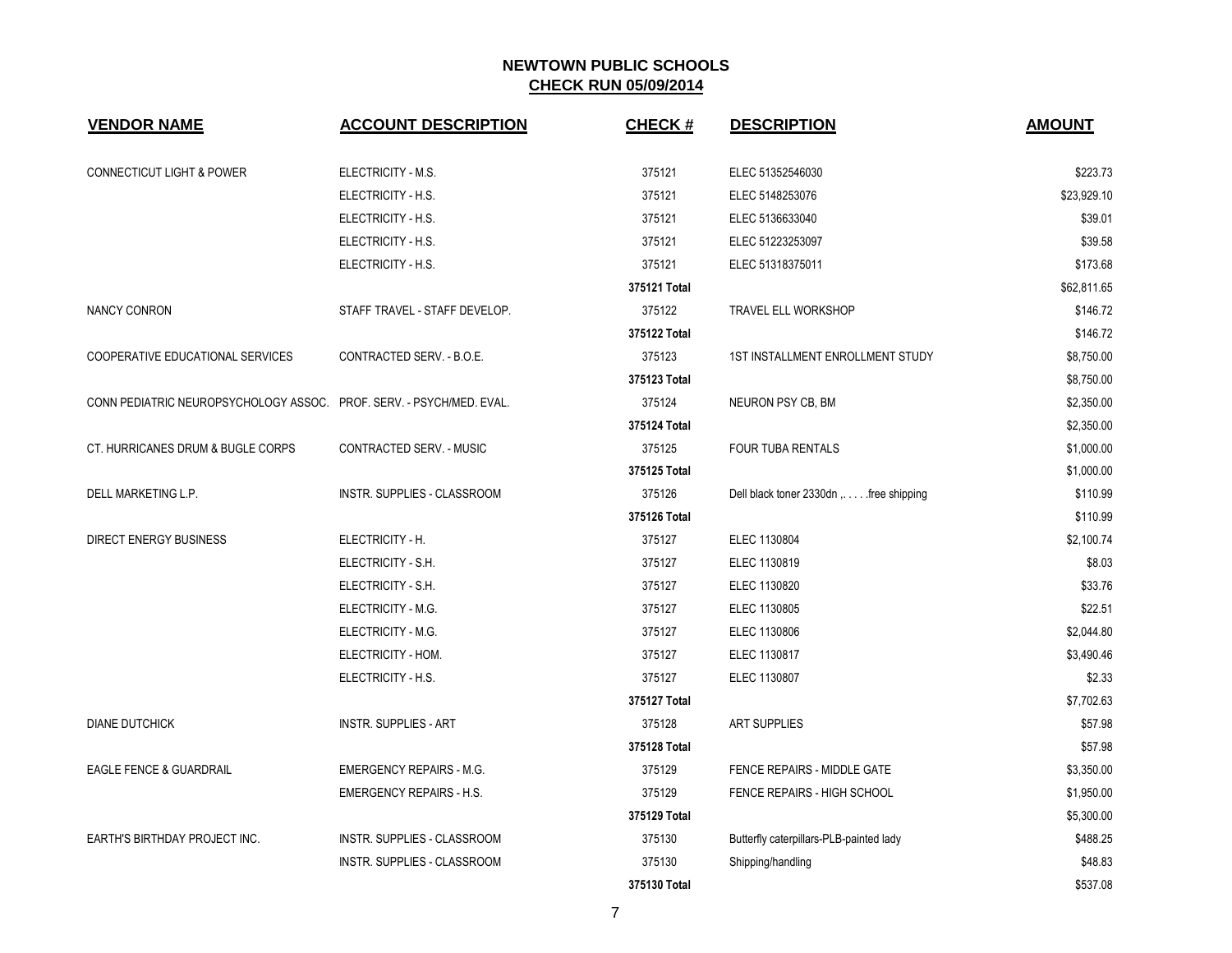# NEWTOWN PUBLIC SCHOOLS

## CHECK RUN 05/09/2014

| VENDOR NAME | ACCOUNT DESCRIPTION | CHECK # | DESCRIPTION | AMOUNT |
|---|---|---|---|---|
| CONNECTICUT LIGHT & POWER | ELECTRICITY - M.S. | 375121 | ELEC 51352546030 | $223.73 |
| | ELECTRICITY - H.S. | 375121 | ELEC 5148253076 | $23,929.10 |
| | ELECTRICITY - H.S. | 375121 | ELEC 5136633040 | $39.01 |
| | ELECTRICITY - H.S. | 375121 | ELEC 51223253097 | $39.58 |
| | ELECTRICITY - H.S. | 375121 | ELEC 51318375011 | $173.68 |
| | | **375121 Total** | | $62,811.65 |
| NANCY CONRON | STAFF TRAVEL - STAFF DEVELOP. | 375122 | TRAVEL ELL WORKSHOP | $146.72 |
| | | **375122 Total** | | $146.72 |
| COOPERATIVE EDUCATIONAL SERVICES | CONTRACTED SERV. - B.O.E. | 375123 | 1ST INSTALLMENT ENROLLMENT STUDY | $8,750.00 |
| | | **375123 Total** | | $8,750.00 |
| CONN PEDIATRIC NEUROPSYCHOLOGY ASSOC. | PROF. SERV. - PSYCH/MED. EVAL. | 375124 | NEURON PSY CB, BM | $2,350.00 |
| | | **375124 Total** | | $2,350.00 |
| CT. HURRICANES DRUM & BUGLE CORPS | CONTRACTED SERV. - MUSIC | 375125 | FOUR TUBA RENTALS | $1,000.00 |
| | | **375125 Total** | | $1,000.00 |
| DELL MARKETING L.P. | INSTR. SUPPLIES - CLASSROOM | 375126 | Dell black toner 2330dn ,. . . . .free shipping | $110.99 |
| | | **375126 Total** | | $110.99 |
| DIRECT ENERGY BUSINESS | ELECTRICITY - H. | 375127 | ELEC 1130804 | $2,100.74 |
| | ELECTRICITY - S.H. | 375127 | ELEC 1130819 | $8.03 |
| | ELECTRICITY - S.H. | 375127 | ELEC 1130820 | $33.76 |
| | ELECTRICITY - M.G. | 375127 | ELEC 1130805 | $22.51 |
| | ELECTRICITY - M.G. | 375127 | ELEC 1130806 | $2,044.80 |
| | ELECTRICITY - HOM. | 375127 | ELEC 1130817 | $3,490.46 |
| | ELECTRICITY - H.S. | 375127 | ELEC 1130807 | $2.33 |
| | | **375127 Total** | | $7,702.63 |
| DIANE DUTCHICK | INSTR. SUPPLIES - ART | 375128 | ART SUPPLIES | $57.98 |
| | | **375128 Total** | | $57.98 |
| EAGLE FENCE & GUARDRAIL | EMERGENCY REPAIRS - M.G. | 375129 | FENCE REPAIRS - MIDDLE GATE | $3,350.00 |
| | EMERGENCY REPAIRS - H.S. | 375129 | FENCE REPAIRS - HIGH SCHOOL | $1,950.00 |
| | | **375129 Total** | | $5,300.00 |
| EARTH'S BIRTHDAY PROJECT INC. | INSTR. SUPPLIES - CLASSROOM | 375130 | Butterfly caterpillars-PLB-painted lady | $488.25 |
| | INSTR. SUPPLIES - CLASSROOM | 375130 | Shipping/handling | $48.83 |
| | | **375130 Total** | | $537.08 |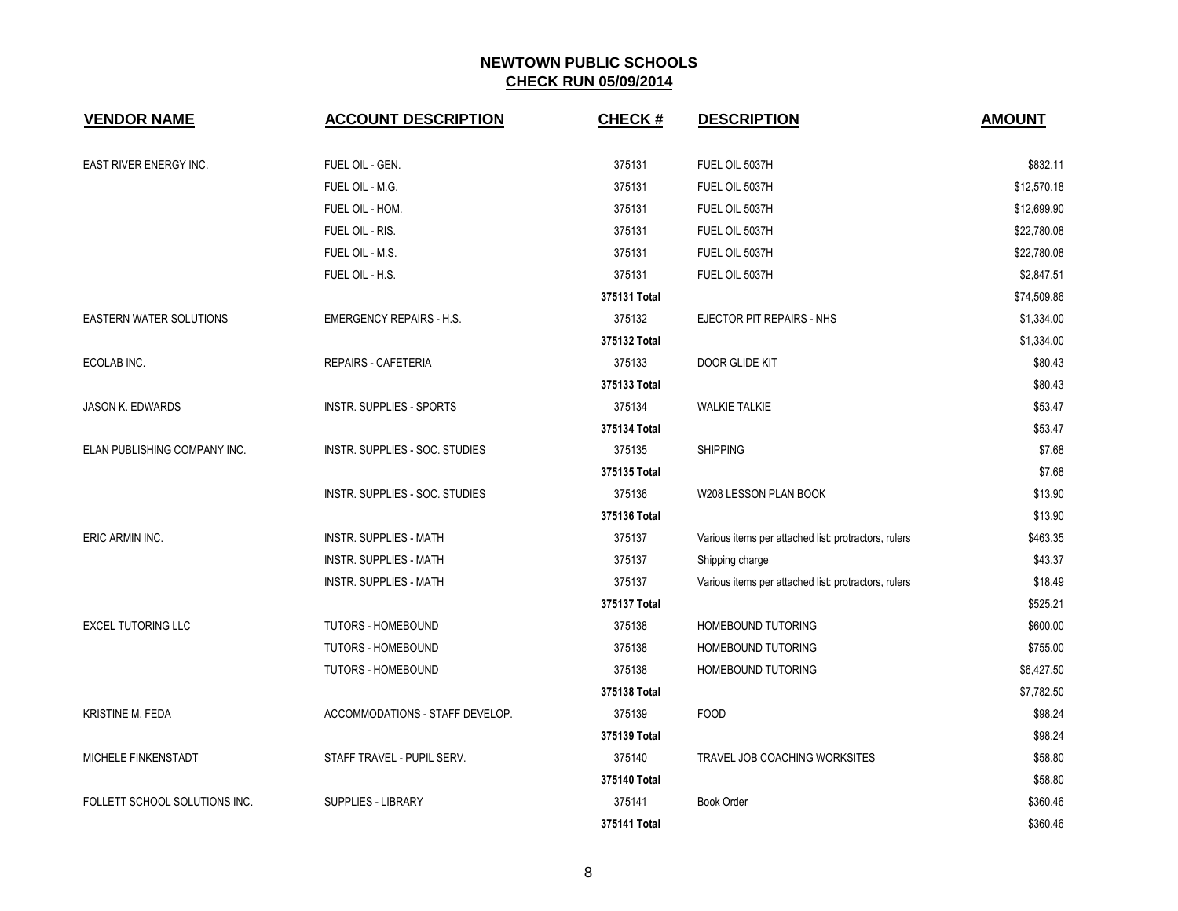# NEWTOWN PUBLIC SCHOOLS

## CHECK RUN 05/09/2014

| VENDOR NAME | ACCOUNT DESCRIPTION | CHECK # | DESCRIPTION | AMOUNT |
|---|---|---|---|---|
| EAST RIVER ENERGY INC. | FUEL OIL - GEN. | 375131 | FUEL OIL 5037H | $832.11 |
| | FUEL OIL - M.G. | 375131 | FUEL OIL 5037H | $12,570.18 |
| | FUEL OIL - HOM. | 375131 | FUEL OIL 5037H | $12,699.90 |
| | FUEL OIL - RIS. | 375131 | FUEL OIL 5037H | $22,780.08 |
| | FUEL OIL - M.S. | 375131 | FUEL OIL 5037H | $22,780.08 |
| | FUEL OIL - H.S. | 375131 | FUEL OIL 5037H | $2,847.51 |
| | | 375131 Total | | $74,509.86 |
| EASTERN WATER SOLUTIONS | EMERGENCY REPAIRS - H.S. | 375132 | EJECTOR PIT REPAIRS - NHS | $1,334.00 |
| | | 375132 Total | | $1,334.00 |
| ECOLAB INC. | REPAIRS - CAFETERIA | 375133 | DOOR GLIDE KIT | $80.43 |
| | | 375133 Total | | $80.43 |
| JASON K. EDWARDS | INSTR. SUPPLIES - SPORTS | 375134 | WALKIE TALKIE | $53.47 |
| | | 375134 Total | | $53.47 |
| ELAN PUBLISHING COMPANY INC. | INSTR. SUPPLIES - SOC. STUDIES | 375135 | SHIPPING | $7.68 |
| | | 375135 Total | | $7.68 |
| | INSTR. SUPPLIES - SOC. STUDIES | 375136 | W208 LESSON PLAN BOOK | $13.90 |
| | | 375136 Total | | $13.90 |
| ERIC ARMIN INC. | INSTR. SUPPLIES - MATH | 375137 | Various items per attached list: protractors, rulers | $463.35 |
| | INSTR. SUPPLIES - MATH | 375137 | Shipping charge | $43.37 |
| | INSTR. SUPPLIES - MATH | 375137 | Various items per attached list: protractors, rulers | $18.49 |
| | | 375137 Total | | $525.21 |
| EXCEL TUTORING LLC | TUTORS - HOMEBOUND | 375138 | HOMEBOUND TUTORING | $600.00 |
| | TUTORS - HOMEBOUND | 375138 | HOMEBOUND TUTORING | $755.00 |
| | TUTORS - HOMEBOUND | 375138 | HOMEBOUND TUTORING | $6,427.50 |
| | | 375138 Total | | $7,782.50 |
| KRISTINE M. FEDA | ACCOMMODATIONS - STAFF DEVELOP. | 375139 | FOOD | $98.24 |
| | | 375139 Total | | $98.24 |
| MICHELE FINKENSTADT | STAFF TRAVEL - PUPIL SERV. | 375140 | TRAVEL JOB COACHING WORKSITES | $58.80 |
| | | 375140 Total | | $58.80 |
| FOLLETT SCHOOL SOLUTIONS INC. | SUPPLIES - LIBRARY | 375141 | Book Order | $360.46 |
| | | 375141 Total | | $360.46 |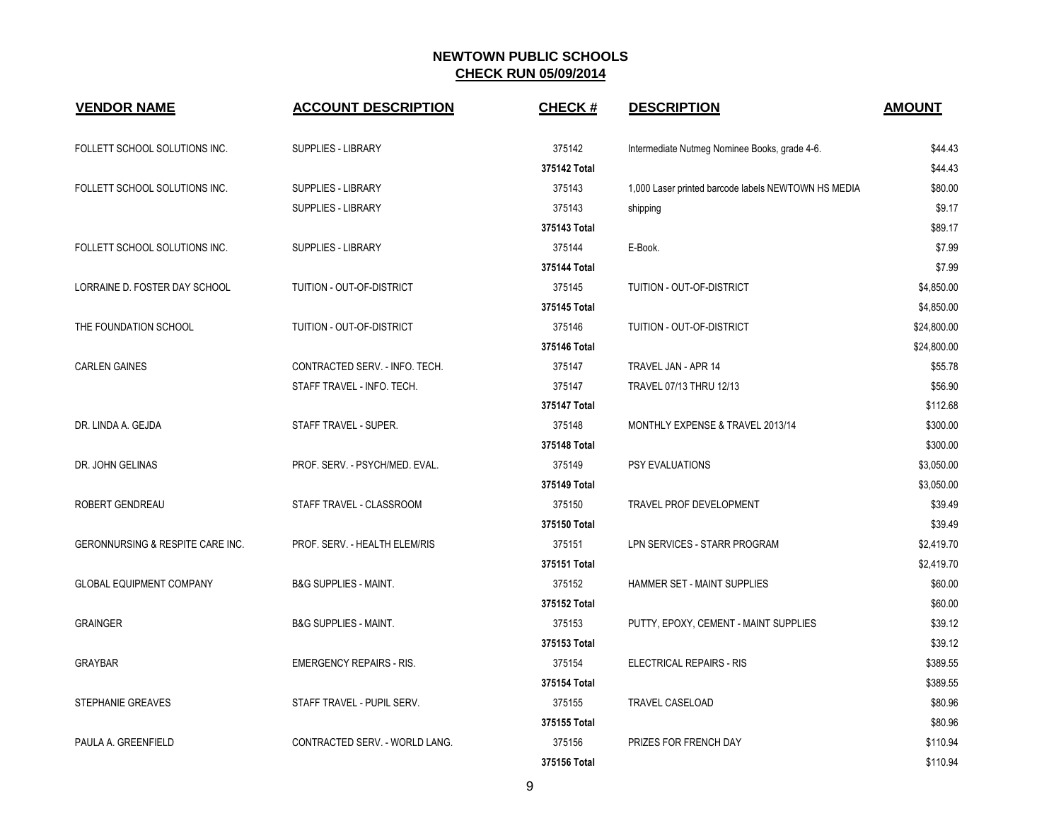# NEWTOWN PUBLIC SCHOOLS
## CHECK RUN 05/09/2014

| VENDOR NAME | ACCOUNT DESCRIPTION | CHECK # | DESCRIPTION | AMOUNT |
|---|---|---|---|---|
| FOLLETT SCHOOL SOLUTIONS INC. | SUPPLIES - LIBRARY | 375142 | Intermediate Nutmeg Nominee Books, grade 4-6. | $44.43 |
| | | **375142 Total** | | $44.43 |
| FOLLETT SCHOOL SOLUTIONS INC. | SUPPLIES - LIBRARY | 375143 | 1,000 Laser printed barcode labels NEWTOWN HS MEDIA | $80.00 |
| | SUPPLIES - LIBRARY | 375143 | shipping | $9.17 |
| | | **375143 Total** | | $89.17 |
| FOLLETT SCHOOL SOLUTIONS INC. | SUPPLIES - LIBRARY | 375144 | E-Book. | $7.99 |
| | | **375144 Total** | | $7.99 |
| LORRAINE D. FOSTER DAY SCHOOL | TUITION - OUT-OF-DISTRICT | 375145 | TUITION - OUT-OF-DISTRICT | $4,850.00 |
| | | **375145 Total** | | $4,850.00 |
| THE FOUNDATION SCHOOL | TUITION - OUT-OF-DISTRICT | 375146 | TUITION - OUT-OF-DISTRICT | $24,800.00 |
| | | **375146 Total** | | $24,800.00 |
| CARLEN GAINES | CONTRACTED SERV. - INFO. TECH. | 375147 | TRAVEL JAN - APR 14 | $55.78 |
| | STAFF TRAVEL - INFO. TECH. | 375147 | TRAVEL 07/13 THRU 12/13 | $56.90 |
| | | **375147 Total** | | $112.68 |
| DR. LINDA A. GEJDA | STAFF TRAVEL - SUPER. | 375148 | MONTHLY EXPENSE & TRAVEL 2013/14 | $300.00 |
| | | **375148 Total** | | $300.00 |
| DR. JOHN GELINAS | PROF. SERV. - PSYCH/MED. EVAL. | 375149 | PSY EVALUATIONS | $3,050.00 |
| | | **375149 Total** | | $3,050.00 |
| ROBERT GENDREAU | STAFF TRAVEL - CLASSROOM | 375150 | TRAVEL PROF DEVELOPMENT | $39.49 |
| | | **375150 Total** | | $39.49 |
| GERONNURSING & RESPITE CARE INC. | PROF. SERV. - HEALTH ELEM/RIS | 375151 | LPN SERVICES - STARR PROGRAM | $2,419.70 |
| | | **375151 Total** | | $2,419.70 |
| GLOBAL EQUIPMENT COMPANY | B&G SUPPLIES - MAINT. | 375152 | HAMMER SET - MAINT SUPPLIES | $60.00 |
| | | **375152 Total** | | $60.00 |
| GRAINGER | B&G SUPPLIES - MAINT. | 375153 | PUTTY, EPOXY, CEMENT - MAINT SUPPLIES | $39.12 |
| | | **375153 Total** | | $39.12 |
| GRAYBAR | EMERGENCY REPAIRS - RIS. | 375154 | ELECTRICAL REPAIRS - RIS | $389.55 |
| | | **375154 Total** | | $389.55 |
| STEPHANIE GREAVES | STAFF TRAVEL - PUPIL SERV. | 375155 | TRAVEL CASELOAD | $80.96 |
| | | **375155 Total** | | $80.96 |
| PAULA A. GREENFIELD | CONTRACTED SERV. - WORLD LANG. | 375156 | PRIZES FOR FRENCH DAY | $110.94 |
| | | **375156 Total** | | $110.94 |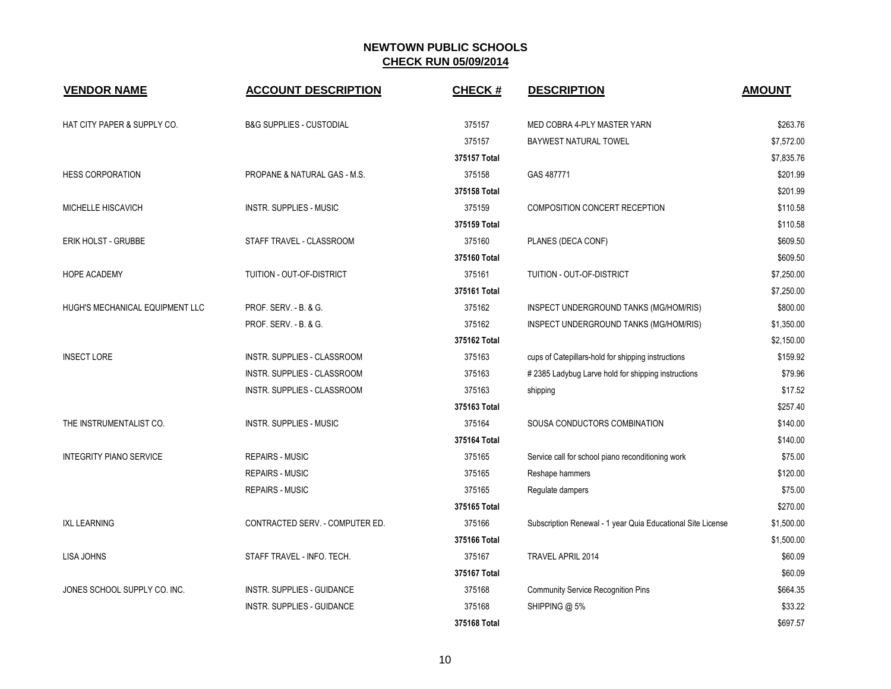# NEWTOWN PUBLIC SCHOOLS

## CHECK RUN 05/09/2014

| VENDOR NAME | ACCOUNT DESCRIPTION | CHECK # | DESCRIPTION | AMOUNT |
|---|---|---|---|---|
| HAT CITY PAPER & SUPPLY CO. | B&G SUPPLIES - CUSTODIAL | 375157 | MED COBRA 4-PLY MASTER YARN | $263.76 |
| | | 375157 | BAYWEST NATURAL TOWEL | $7,572.00 |
| | | **375157 Total** | | $7,835.76 |
| HESS CORPORATION | PROPANE & NATURAL GAS - M.S. | 375158 | GAS 487771 | $201.99 |
| | | **375158 Total** | | $201.99 |
| MICHELLE HISCAVICH | INSTR. SUPPLIES - MUSIC | 375159 | COMPOSITION CONCERT RECEPTION | $110.58 |
| | | **375159 Total** | | $110.58 |
| ERIK HOLST - GRUBBE | STAFF TRAVEL - CLASSROOM | 375160 | PLANES (DECA CONF) | $609.50 |
| | | **375160 Total** | | $609.50 |
| HOPE ACADEMY | TUITION - OUT-OF-DISTRICT | 375161 | TUITION - OUT-OF-DISTRICT | $7,250.00 |
| | | **375161 Total** | | $7,250.00 |
| HUGH'S MECHANICAL EQUIPMENT LLC | PROF. SERV. - B. & G. | 375162 | INSPECT UNDERGROUND TANKS (MG/HOM/RIS) | $800.00 |
| | PROF. SERV. - B. & G. | 375162 | INSPECT UNDERGROUND TANKS (MG/HOM/RIS) | $1,350.00 |
| | | **375162 Total** | | $2,150.00 |
| INSECT LORE | INSTR. SUPPLIES - CLASSROOM | 375163 | cups of Catepillars-hold for shipping instructions | $159.92 |
| | INSTR. SUPPLIES - CLASSROOM | 375163 | # 2385 Ladybug Larve hold for shipping instructions | $79.96 |
| | INSTR. SUPPLIES - CLASSROOM | 375163 | shipping | $17.52 |
| | | **375163 Total** | | $257.40 |
| THE INSTRUMENTALIST CO. | INSTR. SUPPLIES - MUSIC | 375164 | SOUSA CONDUCTORS COMBINATION | $140.00 |
| | | **375164 Total** | | $140.00 |
| INTEGRITY PIANO SERVICE | REPAIRS - MUSIC | 375165 | Service call for school piano reconditioning work | $75.00 |
| | REPAIRS - MUSIC | 375165 | Reshape hammers | $120.00 |
| | REPAIRS - MUSIC | 375165 | Regulate dampers | $75.00 |
| | | **375165 Total** | | $270.00 |
| IXL LEARNING | CONTRACTED SERV. - COMPUTER ED. | 375166 | Subscription Renewal - 1 year Quia Educational Site License | $1,500.00 |
| | | **375166 Total** | | $1,500.00 |
| LISA JOHNS | STAFF TRAVEL - INFO. TECH. | 375167 | TRAVEL APRIL 2014 | $60.09 |
| | | **375167 Total** | | $60.09 |
| JONES SCHOOL SUPPLY CO. INC. | INSTR. SUPPLIES - GUIDANCE | 375168 | Community Service Recognition Pins | $664.35 |
| | INSTR. SUPPLIES - GUIDANCE | 375168 | SHIPPING @ 5% | $33.22 |
| | | **375168 Total** | | $697.57 |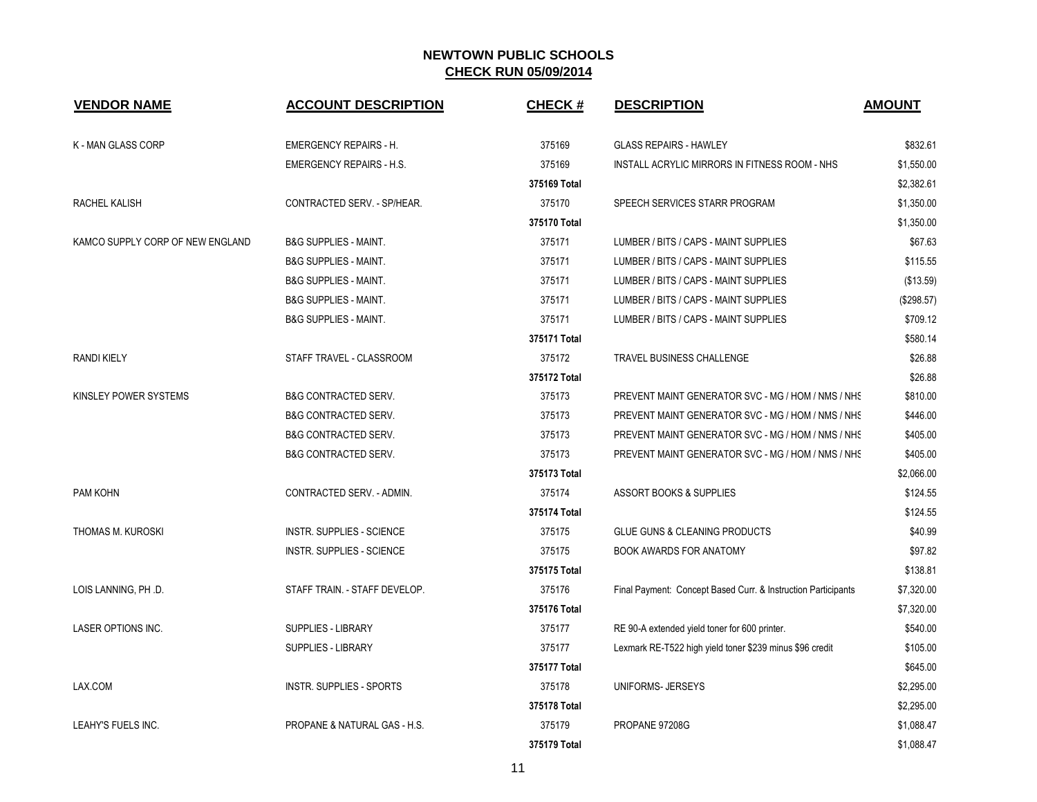# NEWTOWN PUBLIC SCHOOLS

## CHECK RUN 05/09/2014

| VENDOR NAME | ACCOUNT DESCRIPTION | CHECK # | DESCRIPTION | AMOUNT |
|---|---|---|---|---|
| K - MAN GLASS CORP | EMERGENCY REPAIRS - H. | 375169 | GLASS REPAIRS - HAWLEY | $832.61 |
| | EMERGENCY REPAIRS - H.S. | 375169 | INSTALL ACRYLIC MIRRORS IN FITNESS ROOM - NHS | $1,550.00 |
| | | **375169 Total** | | $2,382.61 |
| RACHEL KALISH | CONTRACTED SERV. - SP/HEAR. | 375170 | SPEECH SERVICES STARR PROGRAM | $1,350.00 |
| | | **375170 Total** | | $1,350.00 |
| KAMCO SUPPLY CORP OF NEW ENGLAND | B&G SUPPLIES - MAINT. | 375171 | LUMBER / BITS / CAPS - MAINT SUPPLIES | $67.63 |
| | B&G SUPPLIES - MAINT. | 375171 | LUMBER / BITS / CAPS - MAINT SUPPLIES | $115.55 |
| | B&G SUPPLIES - MAINT. | 375171 | LUMBER / BITS / CAPS - MAINT SUPPLIES | ($13.59) |
| | B&G SUPPLIES - MAINT. | 375171 | LUMBER / BITS / CAPS - MAINT SUPPLIES | ($298.57) |
| | B&G SUPPLIES - MAINT. | 375171 | LUMBER / BITS / CAPS - MAINT SUPPLIES | $709.12 |
| | | **375171 Total** | | $580.14 |
| RANDI KIELY | STAFF TRAVEL - CLASSROOM | 375172 | TRAVEL BUSINESS CHALLENGE | $26.88 |
| | | **375172 Total** | | $26.88 |
| KINSLEY POWER SYSTEMS | B&G CONTRACTED SERV. | 375173 | PREVENT MAINT GENERATOR SVC - MG / HOM / NMS / NHS | $810.00 |
| | B&G CONTRACTED SERV. | 375173 | PREVENT MAINT GENERATOR SVC - MG / HOM / NMS / NHS | $446.00 |
| | B&G CONTRACTED SERV. | 375173 | PREVENT MAINT GENERATOR SVC - MG / HOM / NMS / NHS | $405.00 |
| | B&G CONTRACTED SERV. | 375173 | PREVENT MAINT GENERATOR SVC - MG / HOM / NMS / NHS | $405.00 |
| | | **375173 Total** | | $2,066.00 |
| PAM KOHN | CONTRACTED SERV. - ADMIN. | 375174 | ASSORT BOOKS & SUPPLIES | $124.55 |
| | | **375174 Total** | | $124.55 |
| THOMAS M. KUROSKI | INSTR. SUPPLIES - SCIENCE | 375175 | GLUE GUNS & CLEANING PRODUCTS | $40.99 |
| | INSTR. SUPPLIES - SCIENCE | 375175 | BOOK AWARDS FOR ANATOMY | $97.82 |
| | | **375175 Total** | | $138.81 |
| LOIS LANNING, PH .D. | STAFF TRAIN. - STAFF DEVELOP. | 375176 | Final Payment: Concept Based Curr. & Instruction Participants | $7,320.00 |
| | | **375176 Total** | | $7,320.00 |
| LASER OPTIONS INC. | SUPPLIES - LIBRARY | 375177 | RE 90-A extended yield toner for 600 printer. | $540.00 |
| | SUPPLIES - LIBRARY | 375177 | Lexmark RE-T522 high yield toner $239 minus $96 credit | $105.00 |
| | | **375177 Total** | | $645.00 |
| LAX.COM | INSTR. SUPPLIES - SPORTS | 375178 | UNIFORMS- JERSEYS | $2,295.00 |
| | | **375178 Total** | | $2,295.00 |
| LEAHY'S FUELS INC. | PROPANE & NATURAL GAS - H.S. | 375179 | PROPANE 97208G | $1,088.47 |
| | | **375179 Total** | | $1,088.47 |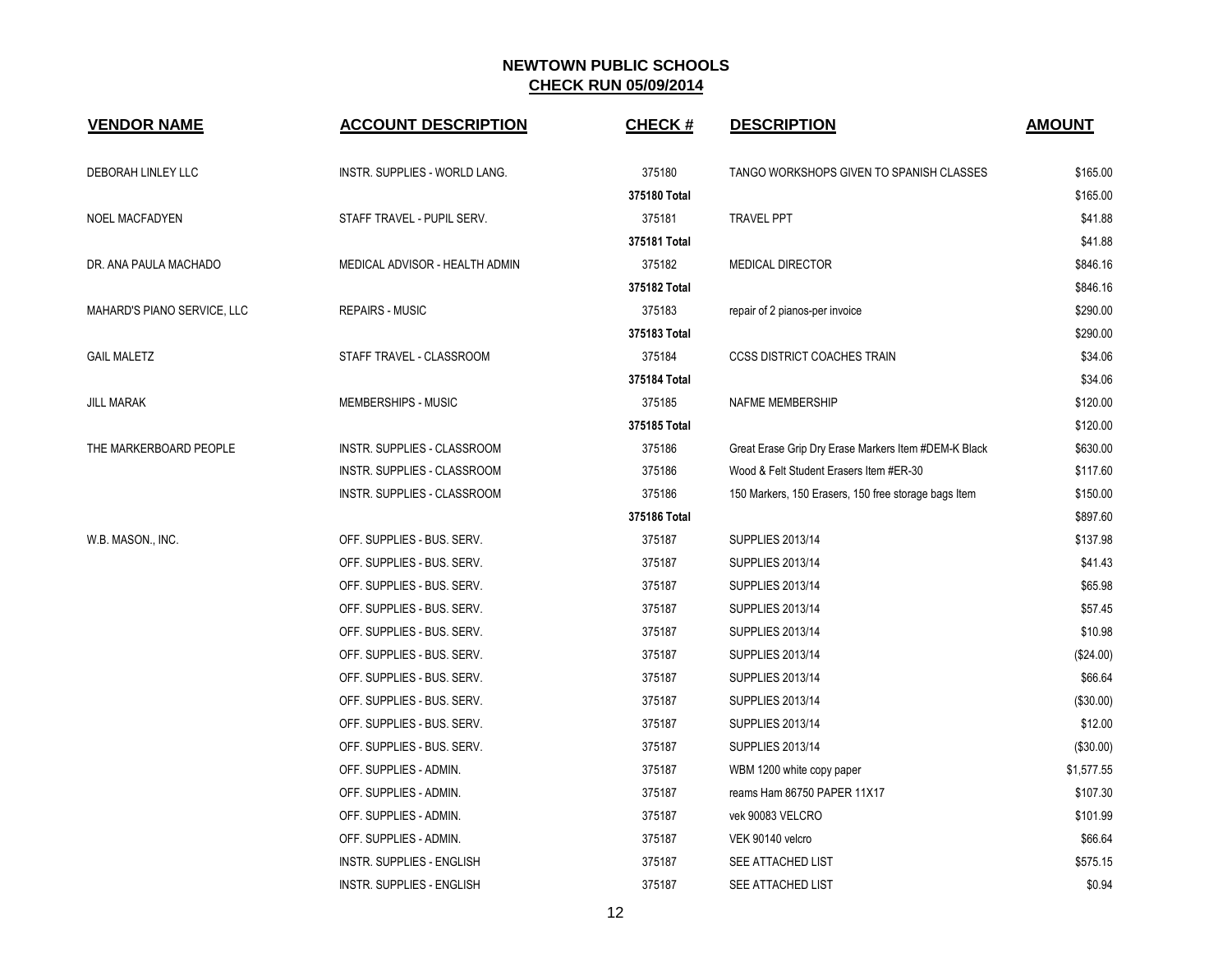# NEWTOWN PUBLIC SCHOOLS

## CHECK RUN 05/09/2014

| VENDOR NAME | ACCOUNT DESCRIPTION | CHECK # | DESCRIPTION | AMOUNT |
|---|---|---|---|---|
| DEBORAH LINLEY LLC | INSTR. SUPPLIES - WORLD LANG. | 375180 | TANGO WORKSHOPS GIVEN TO SPANISH CLASSES | $165.00 |
| | | **375180 Total** | | $165.00 |
| NOEL MACFADYEN | STAFF TRAVEL - PUPIL SERV. | 375181 | TRAVEL PPT | $41.88 |
| | | **375181 Total** | | $41.88 |
| DR. ANA PAULA MACHADO | MEDICAL ADVISOR - HEALTH ADMIN | 375182 | MEDICAL DIRECTOR | $846.16 |
| | | **375182 Total** | | $846.16 |
| MAHARD'S PIANO SERVICE, LLC | REPAIRS - MUSIC | 375183 | repair of 2 pianos-per invoice | $290.00 |
| | | **375183 Total** | | $290.00 |
| GAIL MALETZ | STAFF TRAVEL - CLASSROOM | 375184 | CCSS DISTRICT COACHES TRAIN | $34.06 |
| | | **375184 Total** | | $34.06 |
| JILL MARAK | MEMBERSHIPS - MUSIC | 375185 | NAFME MEMBERSHIP | $120.00 |
| | | **375185 Total** | | $120.00 |
| THE MARKERBOARD PEOPLE | INSTR. SUPPLIES - CLASSROOM | 375186 | Great Erase Grip Dry Erase Markers Item #DEM-K Black | $630.00 |
| | INSTR. SUPPLIES - CLASSROOM | 375186 | Wood & Felt Student Erasers Item #ER-30 | $117.60 |
| | INSTR. SUPPLIES - CLASSROOM | 375186 | 150 Markers, 150 Erasers, 150 free storage bags Item | $150.00 |
| | | **375186 Total** | | $897.60 |
| W.B. MASON., INC. | OFF. SUPPLIES - BUS. SERV. | 375187 | SUPPLIES 2013/14 | $137.98 |
| | OFF. SUPPLIES - BUS. SERV. | 375187 | SUPPLIES 2013/14 | $41.43 |
| | OFF. SUPPLIES - BUS. SERV. | 375187 | SUPPLIES 2013/14 | $65.98 |
| | OFF. SUPPLIES - BUS. SERV. | 375187 | SUPPLIES 2013/14 | $57.45 |
| | OFF. SUPPLIES - BUS. SERV. | 375187 | SUPPLIES 2013/14 | $10.98 |
| | OFF. SUPPLIES - BUS. SERV. | 375187 | SUPPLIES 2013/14 | ($24.00) |
| | OFF. SUPPLIES - BUS. SERV. | 375187 | SUPPLIES 2013/14 | $66.64 |
| | OFF. SUPPLIES - BUS. SERV. | 375187 | SUPPLIES 2013/14 | ($30.00) |
| | OFF. SUPPLIES - BUS. SERV. | 375187 | SUPPLIES 2013/14 | $12.00 |
| | OFF. SUPPLIES - BUS. SERV. | 375187 | SUPPLIES 2013/14 | ($30.00) |
| | OFF. SUPPLIES - ADMIN. | 375187 | WBM 1200 white copy paper | $1,577.55 |
| | OFF. SUPPLIES - ADMIN. | 375187 | reams Ham 86750 PAPER 11X17 | $107.30 |
| | OFF. SUPPLIES - ADMIN. | 375187 | vek 90083 VELCRO | $101.99 |
| | OFF. SUPPLIES - ADMIN. | 375187 | VEK 90140 velcro | $66.64 |
| | INSTR. SUPPLIES - ENGLISH | 375187 | SEE ATTACHED LIST | $575.15 |
| | INSTR. SUPPLIES - ENGLISH | 375187 | SEE ATTACHED LIST | $0.94 |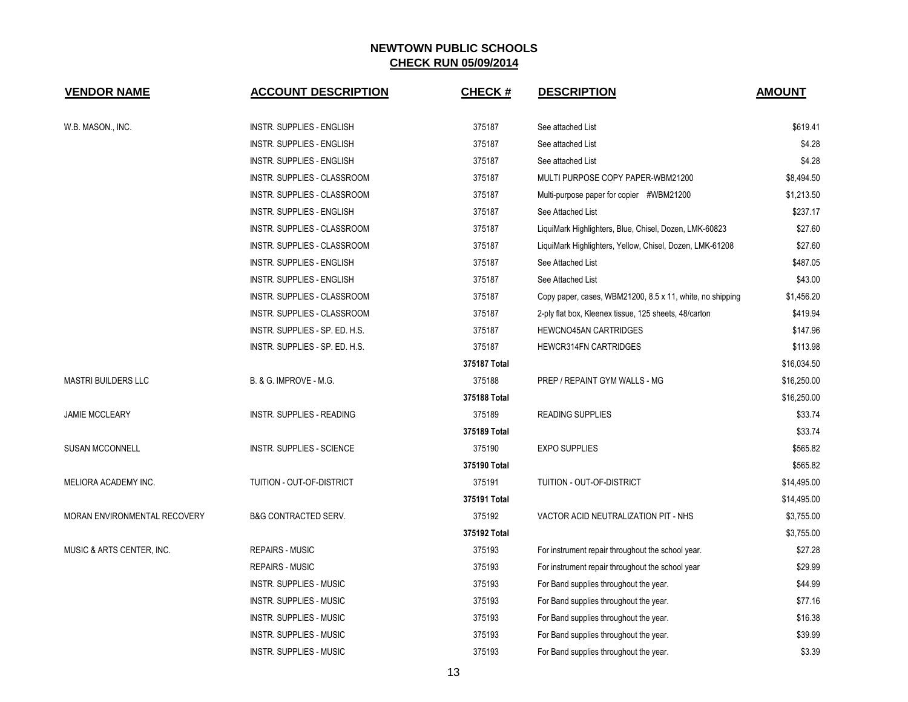## NEWTOWN PUBLIC SCHOOLS
## CHECK RUN 05/09/2014

| VENDOR NAME | ACCOUNT DESCRIPTION | CHECK # | DESCRIPTION | AMOUNT |
|---|---|---|---|---|
| W.B. MASON., INC. | INSTR. SUPPLIES - ENGLISH | 375187 | See attached List | $619.41 |
| | INSTR. SUPPLIES - ENGLISH | 375187 | See attached List | $4.28 |
| | INSTR. SUPPLIES - ENGLISH | 375187 | See attached List | $4.28 |
| | INSTR. SUPPLIES - CLASSROOM | 375187 | MULTI PURPOSE COPY PAPER-WBM21200 | $8,494.50 |
| | INSTR. SUPPLIES - CLASSROOM | 375187 | Multi-purpose paper for copier #WBM21200 | $1,213.50 |
| | INSTR. SUPPLIES - ENGLISH | 375187 | See Attached List | $237.17 |
| | INSTR. SUPPLIES - CLASSROOM | 375187 | LiquiMark Highlighters, Blue, Chisel, Dozen, LMK-60823 | $27.60 |
| | INSTR. SUPPLIES - CLASSROOM | 375187 | LiquiMark Highlighters, Yellow, Chisel, Dozen, LMK-61208 | $27.60 |
| | INSTR. SUPPLIES - ENGLISH | 375187 | See Attached List | $487.05 |
| | INSTR. SUPPLIES - ENGLISH | 375187 | See Attached List | $43.00 |
| | INSTR. SUPPLIES - CLASSROOM | 375187 | Copy paper, cases, WBM21200, 8.5 x 11, white, no shipping | $1,456.20 |
| | INSTR. SUPPLIES - CLASSROOM | 375187 | 2-ply flat box, Kleenex tissue, 125 sheets, 48/carton | $419.94 |
| | INSTR. SUPPLIES - SP. ED. H.S. | 375187 | HEWCNO45AN CARTRIDGES | $147.96 |
| | INSTR. SUPPLIES - SP. ED. H.S. | 375187 | HEWCR314FN CARTRIDGES | $113.98 |
| | | **375187 Total** | | $16,034.50 |
| MASTRI BUILDERS LLC | B. & G. IMPROVE - M.G. | 375188 | PREP / REPAINT GYM WALLS - MG | $16,250.00 |
| | | **375188 Total** | | $16,250.00 |
| JAMIE MCCLEARY | INSTR. SUPPLIES - READING | 375189 | READING SUPPLIES | $33.74 |
| | | **375189 Total** | | $33.74 |
| SUSAN MCCONNELL | INSTR. SUPPLIES - SCIENCE | 375190 | EXPO SUPPLIES | $565.82 |
| | | **375190 Total** | | $565.82 |
| MELIORA ACADEMY INC. | TUITION - OUT-OF-DISTRICT | 375191 | TUITION - OUT-OF-DISTRICT | $14,495.00 |
| | | **375191 Total** | | $14,495.00 |
| MORAN ENVIRONMENTAL RECOVERY | B&G CONTRACTED SERV. | 375192 | VACTOR ACID NEUTRALIZATION PIT - NHS | $3,755.00 |
| | | **375192 Total** | | $3,755.00 |
| MUSIC & ARTS CENTER, INC. | REPAIRS - MUSIC | 375193 | For instrument repair throughout the school year. | $27.28 |
| | REPAIRS - MUSIC | 375193 | For instrument repair throughout the school year | $29.99 |
| | INSTR. SUPPLIES - MUSIC | 375193 | For Band supplies throughout the year. | $44.99 |
| | INSTR. SUPPLIES - MUSIC | 375193 | For Band supplies throughout the year. | $77.16 |
| | INSTR. SUPPLIES - MUSIC | 375193 | For Band supplies throughout the year. | $16.38 |
| | INSTR. SUPPLIES - MUSIC | 375193 | For Band supplies throughout the year. | $39.99 |
| | INSTR. SUPPLIES - MUSIC | 375193 | For Band supplies throughout the year. | $3.39 |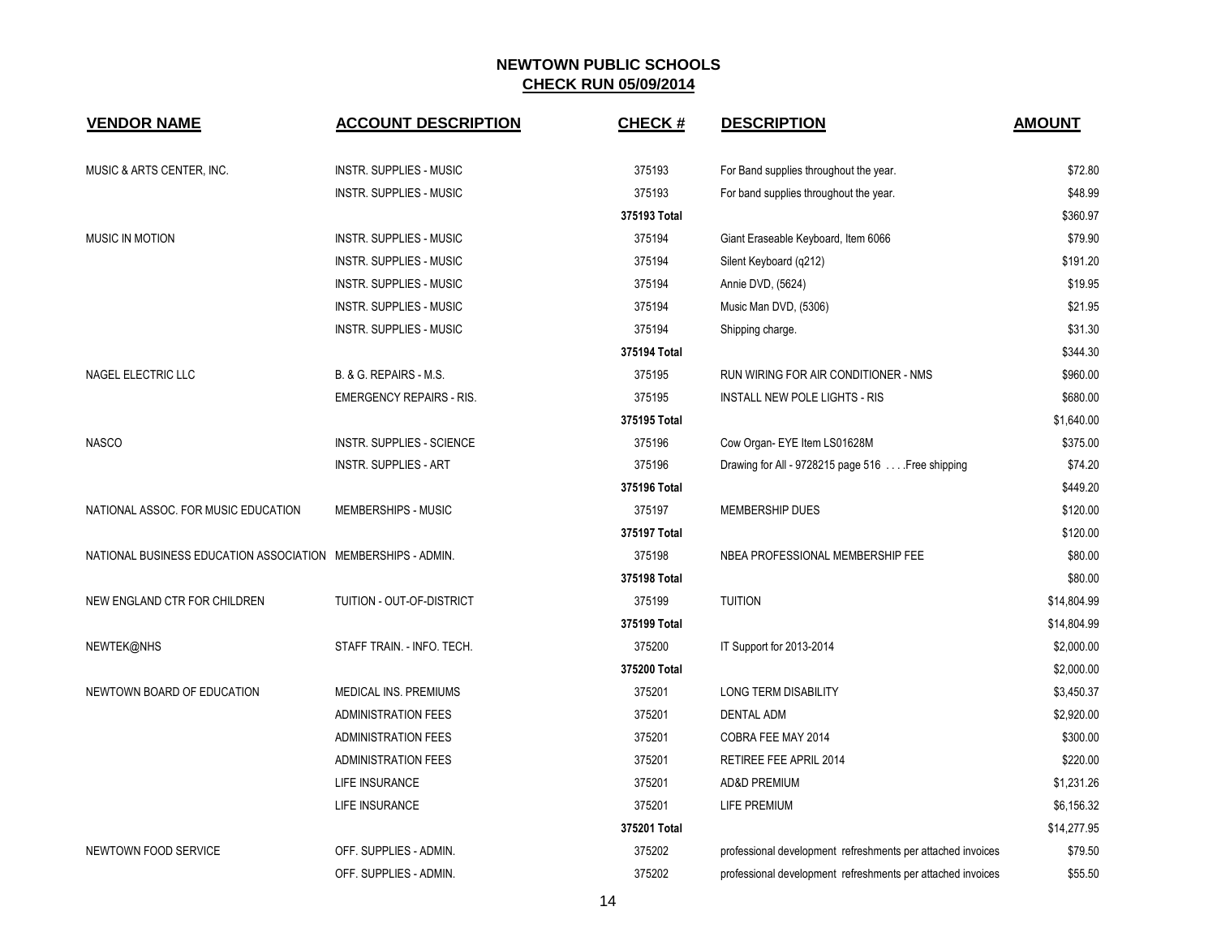# NEWTOWN PUBLIC SCHOOLS

## CHECK RUN 05/09/2014

| VENDOR NAME | ACCOUNT DESCRIPTION | CHECK # | DESCRIPTION | AMOUNT |
|---|---|---|---|---|
| MUSIC & ARTS CENTER, INC. | INSTR. SUPPLIES - MUSIC | 375193 | For Band supplies throughout the year. | $72.80 |
| | INSTR. SUPPLIES - MUSIC | 375193 | For band supplies throughout the year. | $48.99 |
| | | 375193 Total | | $360.97 |
| MUSIC IN MOTION | INSTR. SUPPLIES - MUSIC | 375194 | Giant Eraseable Keyboard, Item 6066 | $79.90 |
| | INSTR. SUPPLIES - MUSIC | 375194 | Silent Keyboard (q212) | $191.20 |
| | INSTR. SUPPLIES - MUSIC | 375194 | Annie DVD, (5624) | $19.95 |
| | INSTR. SUPPLIES - MUSIC | 375194 | Music Man DVD, (5306) | $21.95 |
| | INSTR. SUPPLIES - MUSIC | 375194 | Shipping charge. | $31.30 |
| | | 375194 Total | | $344.30 |
| NAGEL ELECTRIC LLC | B. & G. REPAIRS - M.S. | 375195 | RUN WIRING FOR AIR CONDITIONER - NMS | $960.00 |
| | EMERGENCY REPAIRS - RIS. | 375195 | INSTALL NEW POLE LIGHTS - RIS | $680.00 |
| | | 375195 Total | | $1,640.00 |
| NASCO | INSTR. SUPPLIES - SCIENCE | 375196 | Cow Organ- EYE Item LS01628M | $375.00 |
| | INSTR. SUPPLIES - ART | 375196 | Drawing for All - 9728215 page 516 . . . .Free shipping | $74.20 |
| | | 375196 Total | | $449.20 |
| NATIONAL ASSOC. FOR MUSIC EDUCATION | MEMBERSHIPS - MUSIC | 375197 | MEMBERSHIP DUES | $120.00 |
| | | 375197 Total | | $120.00 |
| NATIONAL BUSINESS EDUCATION ASSOCIATION | MEMBERSHIPS - ADMIN. | 375198 | NBEA PROFESSIONAL MEMBERSHIP FEE | $80.00 |
| | | 375198 Total | | $80.00 |
| NEW ENGLAND CTR FOR CHILDREN | TUITION - OUT-OF-DISTRICT | 375199 | TUITION | $14,804.99 |
| | | 375199 Total | | $14,804.99 |
| NEWTEK@NHS | STAFF TRAIN. - INFO. TECH. | 375200 | IT Support for 2013-2014 | $2,000.00 |
| | | 375200 Total | | $2,000.00 |
| NEWTOWN BOARD OF EDUCATION | MEDICAL INS. PREMIUMS | 375201 | LONG TERM DISABILITY | $3,450.37 |
| | ADMINISTRATION FEES | 375201 | DENTAL ADM | $2,920.00 |
| | ADMINISTRATION FEES | 375201 | COBRA FEE MAY 2014 | $300.00 |
| | ADMINISTRATION FEES | 375201 | RETIREE FEE APRIL 2014 | $220.00 |
| | LIFE INSURANCE | 375201 | AD&D PREMIUM | $1,231.26 |
| | LIFE INSURANCE | 375201 | LIFE PREMIUM | $6,156.32 |
| | | 375201 Total | | $14,277.95 |
| NEWTOWN FOOD SERVICE | OFF. SUPPLIES - ADMIN. | 375202 | professional development refreshments per attached invoices | $79.50 |
| | OFF. SUPPLIES - ADMIN. | 375202 | professional development refreshments per attached invoices | $55.50 |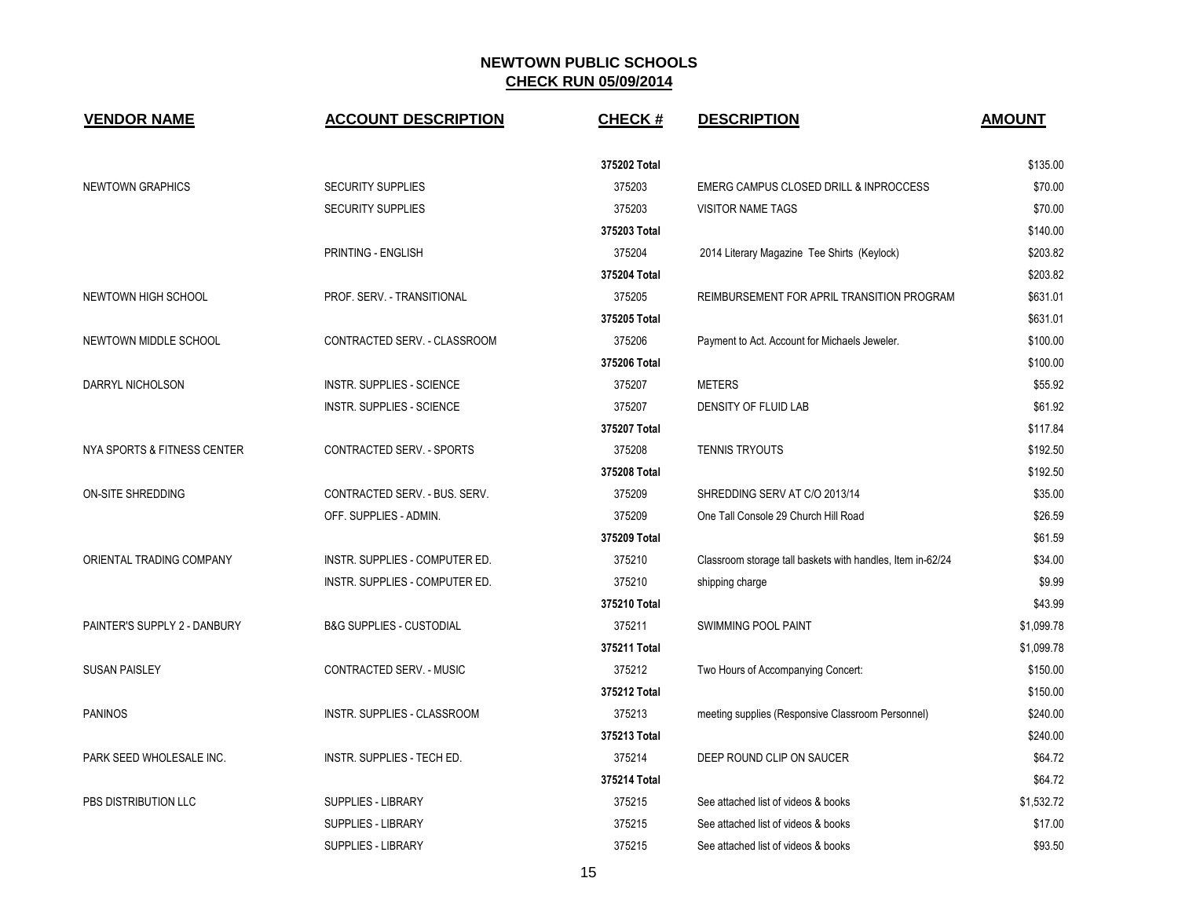## NEWTOWN PUBLIC SCHOOLS
**CHECK RUN 05/09/2014**

| VENDOR NAME | ACCOUNT DESCRIPTION | CHECK # | DESCRIPTION | AMOUNT |
|---|---|---|---|---|
| | | **375202 Total** | | $135.00 |
| NEWTOWN GRAPHICS | SECURITY SUPPLIES | 375203 | EMERG CAMPUS CLOSED DRILL & INPROCCESS | $70.00 |
| | SECURITY SUPPLIES | 375203 | VISITOR NAME TAGS | $70.00 |
| | | **375203 Total** | | $140.00 |
| | PRINTING - ENGLISH | 375204 | 2014 Literary Magazine Tee Shirts (Keylock) | $203.82 |
| | | **375204 Total** | | $203.82 |
| NEWTOWN HIGH SCHOOL | PROF. SERV. - TRANSITIONAL | 375205 | REIMBURSEMENT FOR APRIL TRANSITION PROGRAM | $631.01 |
| | | **375205 Total** | | $631.01 |
| NEWTOWN MIDDLE SCHOOL | CONTRACTED SERV. - CLASSROOM | 375206 | Payment to Act. Account for Michaels Jeweler. | $100.00 |
| | | **375206 Total** | | $100.00 |
| DARRYL NICHOLSON | INSTR. SUPPLIES - SCIENCE | 375207 | METERS | $55.92 |
| | INSTR. SUPPLIES - SCIENCE | 375207 | DENSITY OF FLUID LAB | $61.92 |
| | | **375207 Total** | | $117.84 |
| NYA SPORTS & FITNESS CENTER | CONTRACTED SERV. - SPORTS | 375208 | TENNIS TRYOUTS | $192.50 |
| | | **375208 Total** | | $192.50 |
| ON-SITE SHREDDING | CONTRACTED SERV. - BUS. SERV. | 375209 | SHREDDING SERV AT C/O 2013/14 | $35.00 |
| | OFF. SUPPLIES - ADMIN. | 375209 | One Tall Console 29 Church Hill Road | $26.59 |
| | | **375209 Total** | | $61.59 |
| ORIENTAL TRADING COMPANY | INSTR. SUPPLIES - COMPUTER ED. | 375210 | Classroom storage tall baskets with handles, Item in-62/24 | $34.00 |
| | INSTR. SUPPLIES - COMPUTER ED. | 375210 | shipping charge | $9.99 |
| | | **375210 Total** | | $43.99 |
| PAINTER'S SUPPLY 2 - DANBURY | B&G SUPPLIES - CUSTODIAL | 375211 | SWIMMING POOL PAINT | $1,099.78 |
| | | **375211 Total** | | $1,099.78 |
| SUSAN PAISLEY | CONTRACTED SERV. - MUSIC | 375212 | Two Hours of Accompanying Concert: | $150.00 |
| | | **375212 Total** | | $150.00 |
| PANINOS | INSTR. SUPPLIES - CLASSROOM | 375213 | meeting supplies (Responsive Classroom Personnel) | $240.00 |
| | | **375213 Total** | | $240.00 |
| PARK SEED WHOLESALE INC. | INSTR. SUPPLIES - TECH ED. | 375214 | DEEP ROUND CLIP ON SAUCER | $64.72 |
| | | **375214 Total** | | $64.72 |
| PBS DISTRIBUTION LLC | SUPPLIES - LIBRARY | 375215 | See attached list of videos & books | $1,532.72 |
| | SUPPLIES - LIBRARY | 375215 | See attached list of videos & books | $17.00 |
| | SUPPLIES - LIBRARY | 375215 | See attached list of videos & books | $93.50 |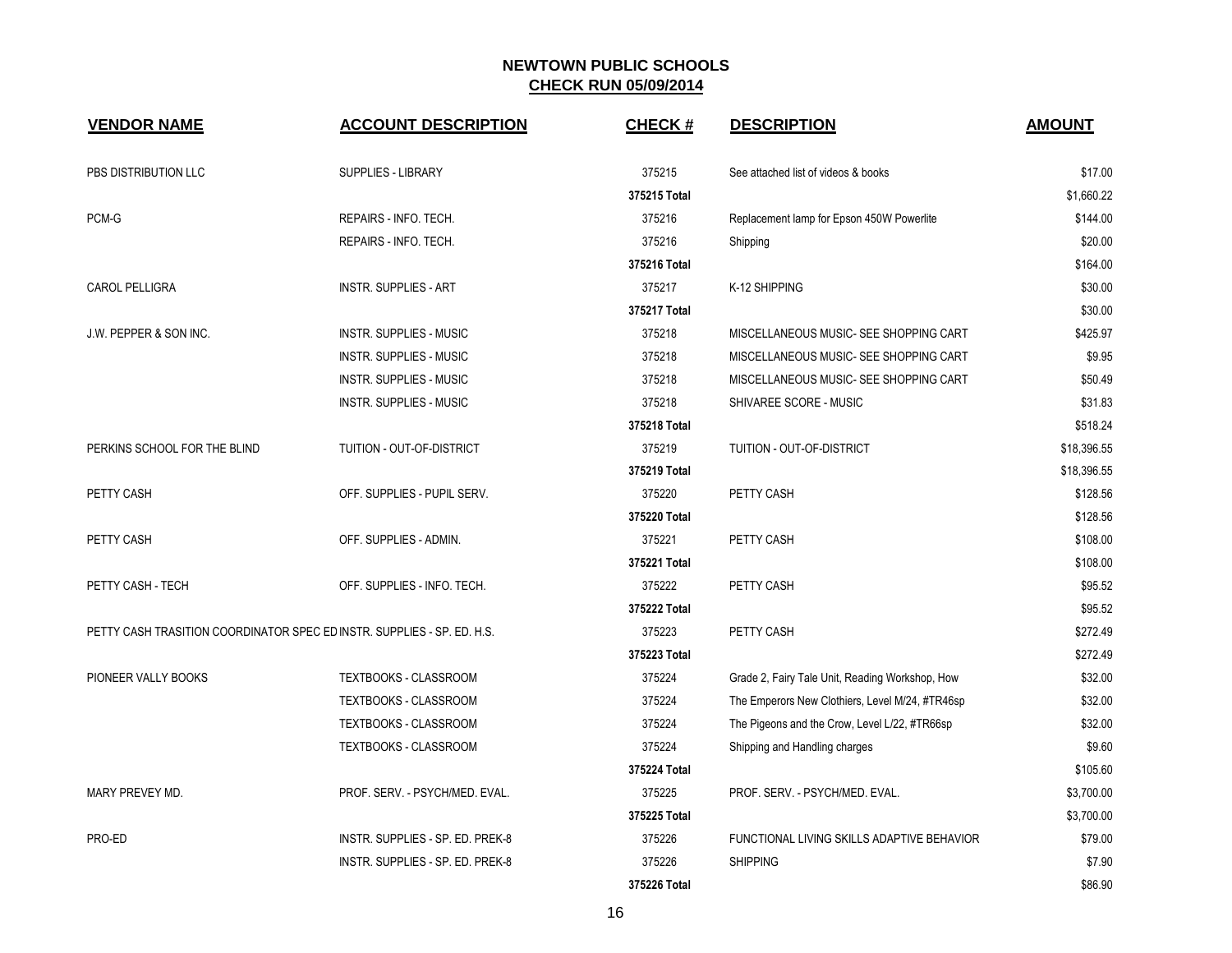## NEWTOWN PUBLIC SCHOOLS
## CHECK RUN 05/09/2014

| VENDOR NAME | ACCOUNT DESCRIPTION | CHECK # | DESCRIPTION | AMOUNT |
|---|---|---|---|---|
| PBS DISTRIBUTION LLC | SUPPLIES - LIBRARY | 375215 | See attached list of videos & books | $17.00 |
| | | **375215 Total** | | $1,660.22 |
| PCM-G | REPAIRS - INFO. TECH. | 375216 | Replacement lamp for Epson 450W Powerlite | $144.00 |
| | REPAIRS - INFO. TECH. | 375216 | Shipping | $20.00 |
| | | **375216 Total** | | $164.00 |
| CAROL PELLIGRA | INSTR. SUPPLIES - ART | 375217 | K-12 SHIPPING | $30.00 |
| | | **375217 Total** | | $30.00 |
| J.W. PEPPER & SON INC. | INSTR. SUPPLIES - MUSIC | 375218 | MISCELLANEOUS MUSIC- SEE SHOPPING CART | $425.97 |
| | INSTR. SUPPLIES - MUSIC | 375218 | MISCELLANEOUS MUSIC- SEE SHOPPING CART | $9.95 |
| | INSTR. SUPPLIES - MUSIC | 375218 | MISCELLANEOUS MUSIC- SEE SHOPPING CART | $50.49 |
| | INSTR. SUPPLIES - MUSIC | 375218 | SHIVAREE SCORE - MUSIC | $31.83 |
| | | **375218 Total** | | $518.24 |
| PERKINS SCHOOL FOR THE BLIND | TUITION - OUT-OF-DISTRICT | 375219 | TUITION - OUT-OF-DISTRICT | $18,396.55 |
| | | **375219 Total** | | $18,396.55 |
| PETTY CASH | OFF. SUPPLIES - PUPIL SERV. | 375220 | PETTY CASH | $128.56 |
| | | **375220 Total** | | $128.56 |
| PETTY CASH | OFF. SUPPLIES - ADMIN. | 375221 | PETTY CASH | $108.00 |
| | | **375221 Total** | | $108.00 |
| PETTY CASH - TECH | OFF. SUPPLIES - INFO. TECH. | 375222 | PETTY CASH | $95.52 |
| | | **375222 Total** | | $95.52 |
| PETTY CASH TRASITION COORDINATOR SPEC ED | INSTR. SUPPLIES - SP. ED. H.S. | 375223 | PETTY CASH | $272.49 |
| | | **375223 Total** | | $272.49 |
| PIONEER VALLY BOOKS | TEXTBOOKS - CLASSROOM | 375224 | Grade 2, Fairy Tale Unit, Reading Workshop, How | $32.00 |
| | TEXTBOOKS - CLASSROOM | 375224 | The Emperors New Clothiers, Level M/24, #TR46sp | $32.00 |
| | TEXTBOOKS - CLASSROOM | 375224 | The Pigeons and the Crow, Level L/22, #TR66sp | $32.00 |
| | TEXTBOOKS - CLASSROOM | 375224 | Shipping and Handling charges | $9.60 |
| | | **375224 Total** | | $105.60 |
| MARY PREVEY MD. | PROF. SERV. - PSYCH/MED. EVAL. | 375225 | PROF. SERV. - PSYCH/MED. EVAL. | $3,700.00 |
| | | **375225 Total** | | $3,700.00 |
| PRO-ED | INSTR. SUPPLIES - SP. ED. PREK-8 | 375226 | FUNCTIONAL LIVING SKILLS ADAPTIVE BEHAVIOR | $79.00 |
| | INSTR. SUPPLIES - SP. ED. PREK-8 | 375226 | SHIPPING | $7.90 |
| | | **375226 Total** | | $86.90 |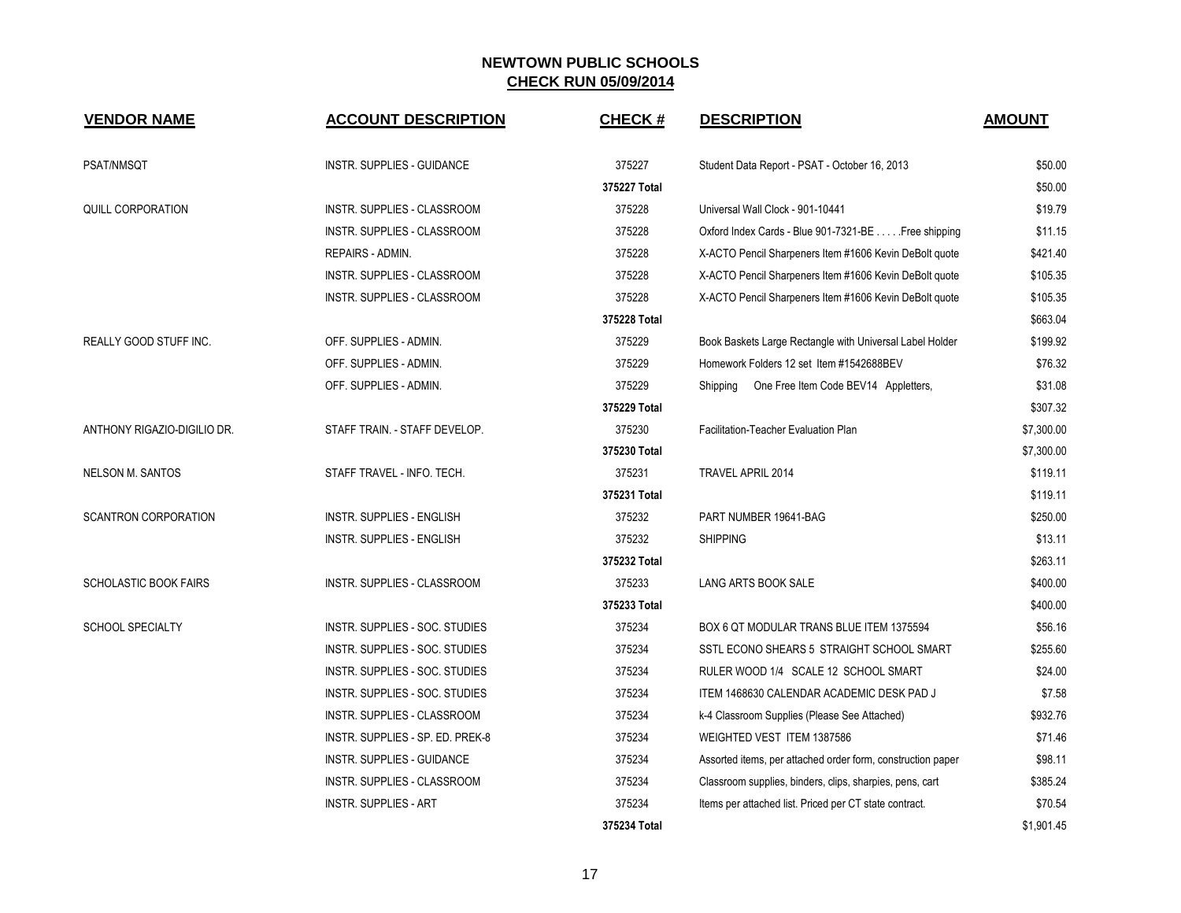## NEWTOWN PUBLIC SCHOOLS
## CHECK RUN 05/09/2014

| VENDOR NAME | ACCOUNT DESCRIPTION | CHECK # | DESCRIPTION | AMOUNT |
|---|---|---|---|---|
| PSAT/NMSQT | INSTR. SUPPLIES - GUIDANCE | 375227 | Student Data Report - PSAT - October 16, 2013 | $50.00 |
| | | **375227 Total** | | $50.00 |
| QUILL CORPORATION | INSTR. SUPPLIES - CLASSROOM | 375228 | Universal Wall Clock - 901-10441 | $19.79 |
| | INSTR. SUPPLIES - CLASSROOM | 375228 | Oxford Index Cards - Blue 901-7321-BE . . . . .Free shipping | $11.15 |
| | REPAIRS - ADMIN. | 375228 | X-ACTO Pencil Sharpeners Item #1606 Kevin DeBolt quote | $421.40 |
| | INSTR. SUPPLIES - CLASSROOM | 375228 | X-ACTO Pencil Sharpeners Item #1606 Kevin DeBolt quote | $105.35 |
| | INSTR. SUPPLIES - CLASSROOM | 375228 | X-ACTO Pencil Sharpeners Item #1606 Kevin DeBolt quote | $105.35 |
| | | **375228 Total** | | $663.04 |
| REALLY GOOD STUFF INC. | OFF. SUPPLIES - ADMIN. | 375229 | Book Baskets Large Rectangle with Universal Label Holder | $199.92 |
| | OFF. SUPPLIES - ADMIN. | 375229 | Homework Folders 12 set Item #1542688BEV | $76.32 |
| | OFF. SUPPLIES - ADMIN. | 375229 | Shipping One Free Item Code BEV14 Appletters, | $31.08 |
| | | **375229 Total** | | $307.32 |
| ANTHONY RIGAZIO-DIGILIO DR. | STAFF TRAIN. - STAFF DEVELOP. | 375230 | Facilitation-Teacher Evaluation Plan | $7,300.00 |
| | | **375230 Total** | | $7,300.00 |
| NELSON M. SANTOS | STAFF TRAVEL - INFO. TECH. | 375231 | TRAVEL APRIL 2014 | $119.11 |
| | | **375231 Total** | | $119.11 |
| SCANTRON CORPORATION | INSTR. SUPPLIES - ENGLISH | 375232 | PART NUMBER 19641-BAG | $250.00 |
| | INSTR. SUPPLIES - ENGLISH | 375232 | SHIPPING | $13.11 |
| | | **375232 Total** | | $263.11 |
| SCHOLASTIC BOOK FAIRS | INSTR. SUPPLIES - CLASSROOM | 375233 | LANG ARTS BOOK SALE | $400.00 |
| | | **375233 Total** | | $400.00 |
| SCHOOL SPECIALTY | INSTR. SUPPLIES - SOC. STUDIES | 375234 | BOX 6 QT MODULAR TRANS BLUE ITEM 1375594 | $56.16 |
| | INSTR. SUPPLIES - SOC. STUDIES | 375234 | SSTL ECONO SHEARS 5 STRAIGHT SCHOOL SMART | $255.60 |
| | INSTR. SUPPLIES - SOC. STUDIES | 375234 | RULER WOOD 1/4 SCALE 12 SCHOOL SMART | $24.00 |
| | INSTR. SUPPLIES - SOC. STUDIES | 375234 | ITEM 1468630 CALENDAR ACADEMIC DESK PAD J | $7.58 |
| | INSTR. SUPPLIES - CLASSROOM | 375234 | k-4 Classroom Supplies (Please See Attached) | $932.76 |
| | INSTR. SUPPLIES - SP. ED. PREK-8 | 375234 | WEIGHTED VEST ITEM 1387586 | $71.46 |
| | INSTR. SUPPLIES - GUIDANCE | 375234 | Assorted items, per attached order form, construction paper | $98.11 |
| | INSTR. SUPPLIES - CLASSROOM | 375234 | Classroom supplies, binders, clips, sharpies, pens, cart | $385.24 |
| | INSTR. SUPPLIES - ART | 375234 | Items per attached list. Priced per CT state contract. | $70.54 |
| | | **375234 Total** | | $1,901.45 |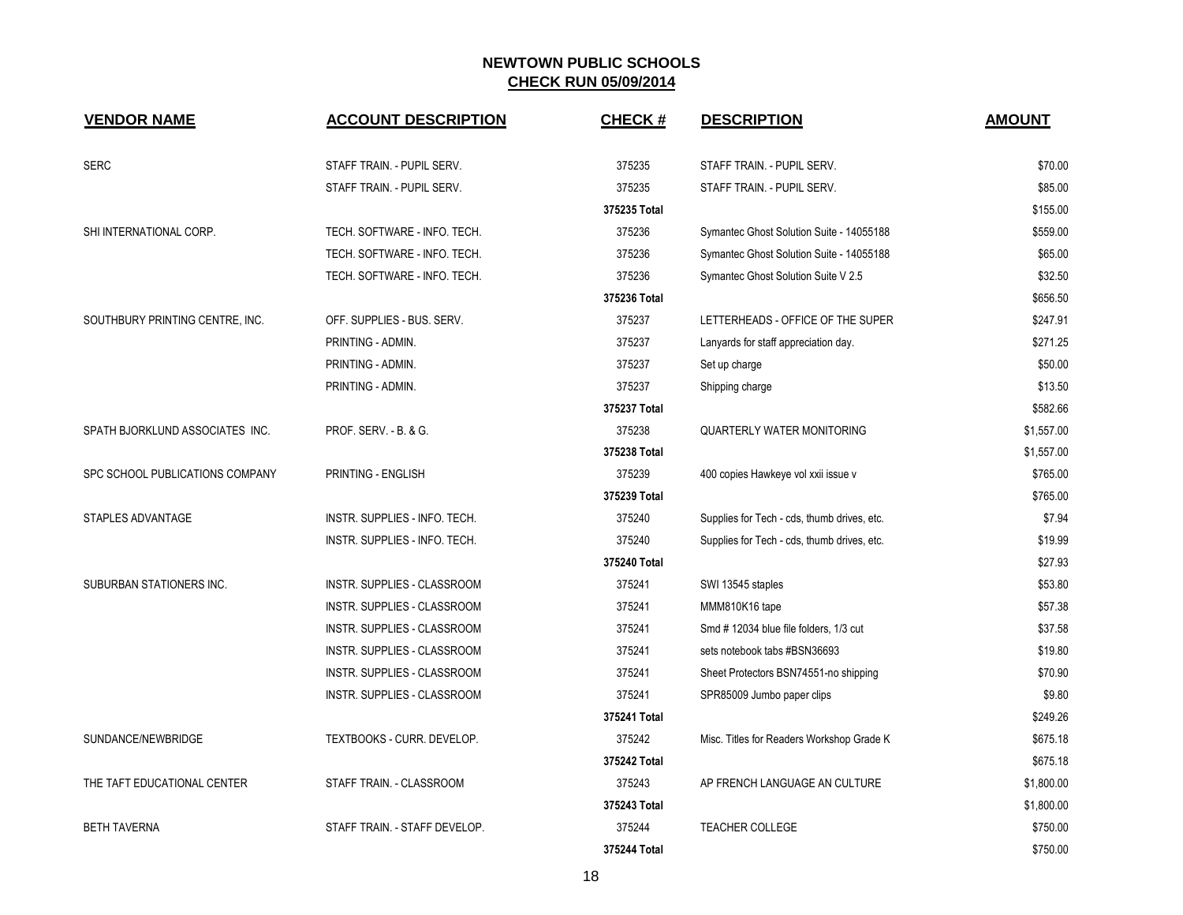## NEWTOWN PUBLIC SCHOOLS
## CHECK RUN 05/09/2014

| VENDOR NAME | ACCOUNT DESCRIPTION | CHECK # | DESCRIPTION | AMOUNT |
|---|---|---|---|---|
| SERC | STAFF TRAIN. - PUPIL SERV. | 375235 | STAFF TRAIN. - PUPIL SERV. | $70.00 |
| | STAFF TRAIN. - PUPIL SERV. | 375235 | STAFF TRAIN. - PUPIL SERV. | $85.00 |
| | | **375235 Total** | | $155.00 |
| SHI INTERNATIONAL CORP. | TECH. SOFTWARE - INFO. TECH. | 375236 | Symantec Ghost Solution Suite - 14055188 | $559.00 |
| | TECH. SOFTWARE - INFO. TECH. | 375236 | Symantec Ghost Solution Suite - 14055188 | $65.00 |
| | TECH. SOFTWARE - INFO. TECH. | 375236 | Symantec Ghost Solution Suite V 2.5 | $32.50 |
| | | **375236 Total** | | $656.50 |
| SOUTHBURY PRINTING CENTRE, INC. | OFF. SUPPLIES - BUS. SERV. | 375237 | LETTERHEADS - OFFICE OF THE SUPER | $247.91 |
| | PRINTING - ADMIN. | 375237 | Lanyards for staff appreciation day. | $271.25 |
| | PRINTING - ADMIN. | 375237 | Set up charge | $50.00 |
| | PRINTING - ADMIN. | 375237 | Shipping charge | $13.50 |
| | | **375237 Total** | | $582.66 |
| SPATH BJORKLUND ASSOCIATES INC. | PROF. SERV. - B. & G. | 375238 | QUARTERLY WATER MONITORING | $1,557.00 |
| | | **375238 Total** | | $1,557.00 |
| SPC SCHOOL PUBLICATIONS COMPANY | PRINTING - ENGLISH | 375239 | 400 copies Hawkeye vol xxii issue v | $765.00 |
| | | **375239 Total** | | $765.00 |
| STAPLES ADVANTAGE | INSTR. SUPPLIES - INFO. TECH. | 375240 | Supplies for Tech - cds, thumb drives, etc. | $7.94 |
| | INSTR. SUPPLIES - INFO. TECH. | 375240 | Supplies for Tech - cds, thumb drives, etc. | $19.99 |
| | | **375240 Total** | | $27.93 |
| SUBURBAN STATIONERS INC. | INSTR. SUPPLIES - CLASSROOM | 375241 | SWI 13545 staples | $53.80 |
| | INSTR. SUPPLIES - CLASSROOM | 375241 | MMM810K16 tape | $57.38 |
| | INSTR. SUPPLIES - CLASSROOM | 375241 | Smd # 12034 blue file folders, 1/3 cut | $37.58 |
| | INSTR. SUPPLIES - CLASSROOM | 375241 | sets notebook tabs #BSN36693 | $19.80 |
| | INSTR. SUPPLIES - CLASSROOM | 375241 | Sheet Protectors BSN74551-no shipping | $70.90 |
| | INSTR. SUPPLIES - CLASSROOM | 375241 | SPR85009 Jumbo paper clips | $9.80 |
| | | **375241 Total** | | $249.26 |
| SUNDANCE/NEWBRIDGE | TEXTBOOKS - CURR. DEVELOP. | 375242 | Misc. Titles for Readers Workshop Grade K | $675.18 |
| | | **375242 Total** | | $675.18 |
| THE TAFT EDUCATIONAL CENTER | STAFF TRAIN. - CLASSROOM | 375243 | AP FRENCH LANGUAGE AN CULTURE | $1,800.00 |
| | | **375243 Total** | | $1,800.00 |
| BETH TAVERNA | STAFF TRAIN. - STAFF DEVELOP. | 375244 | TEACHER COLLEGE | $750.00 |
| | | **375244 Total** | | $750.00 |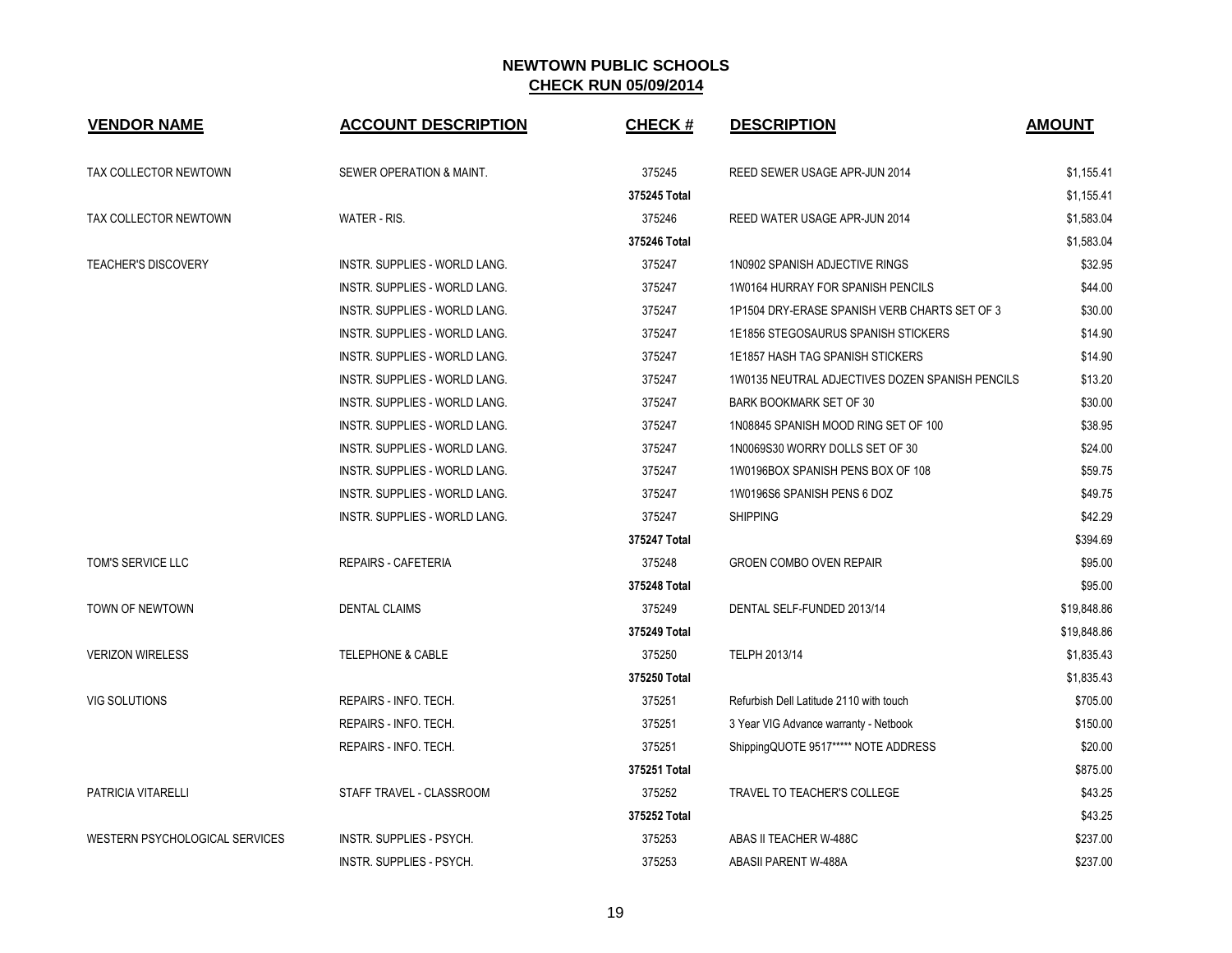# NEWTOWN PUBLIC SCHOOLS

## CHECK RUN 05/09/2014

| VENDOR NAME | ACCOUNT DESCRIPTION | CHECK # | DESCRIPTION | AMOUNT |
|---|---|---|---|---|
| TAX COLLECTOR NEWTOWN | SEWER OPERATION & MAINT. | 375245 | REED SEWER USAGE APR-JUN 2014 | $1,155.41 |
| | | 375245 Total | | $1,155.41 |
| TAX COLLECTOR NEWTOWN | WATER - RIS. | 375246 | REED WATER USAGE APR-JUN 2014 | $1,583.04 |
| | | 375246 Total | | $1,583.04 |
| TEACHER'S DISCOVERY | INSTR. SUPPLIES - WORLD LANG. | 375247 | 1N0902 SPANISH ADJECTIVE RINGS | $32.95 |
| | INSTR. SUPPLIES - WORLD LANG. | 375247 | 1W0164 HURRAY FOR SPANISH PENCILS | $44.00 |
| | INSTR. SUPPLIES - WORLD LANG. | 375247 | 1P1504 DRY-ERASE SPANISH VERB CHARTS SET OF 3 | $30.00 |
| | INSTR. SUPPLIES - WORLD LANG. | 375247 | 1E1856 STEGOSAURUS SPANISH STICKERS | $14.90 |
| | INSTR. SUPPLIES - WORLD LANG. | 375247 | 1E1857 HASH TAG SPANISH STICKERS | $14.90 |
| | INSTR. SUPPLIES - WORLD LANG. | 375247 | 1W0135 NEUTRAL ADJECTIVES DOZEN SPANISH PENCILS | $13.20 |
| | INSTR. SUPPLIES - WORLD LANG. | 375247 | BARK BOOKMARK SET OF 30 | $30.00 |
| | INSTR. SUPPLIES - WORLD LANG. | 375247 | 1N08845 SPANISH MOOD RING SET OF 100 | $38.95 |
| | INSTR. SUPPLIES - WORLD LANG. | 375247 | 1N0069S30 WORRY DOLLS SET OF 30 | $24.00 |
| | INSTR. SUPPLIES - WORLD LANG. | 375247 | 1W0196BOX SPANISH PENS BOX OF 108 | $59.75 |
| | INSTR. SUPPLIES - WORLD LANG. | 375247 | 1W0196S6 SPANISH PENS 6 DOZ | $49.75 |
| | INSTR. SUPPLIES - WORLD LANG. | 375247 | SHIPPING | $42.29 |
| | | 375247 Total | | $394.69 |
| TOM'S SERVICE LLC | REPAIRS - CAFETERIA | 375248 | GROEN COMBO OVEN REPAIR | $95.00 |
| | | 375248 Total | | $95.00 |
| TOWN OF NEWTOWN | DENTAL CLAIMS | 375249 | DENTAL SELF-FUNDED 2013/14 | $19,848.86 |
| | | 375249 Total | | $19,848.86 |
| VERIZON WIRELESS | TELEPHONE & CABLE | 375250 | TELPH 2013/14 | $1,835.43 |
| | | 375250 Total | | $1,835.43 |
| VIG SOLUTIONS | REPAIRS - INFO. TECH. | 375251 | Refurbish Dell Latitude 2110 with touch | $705.00 |
| | REPAIRS - INFO. TECH. | 375251 | 3 Year VIG Advance warranty - Netbook | $150.00 |
| | REPAIRS - INFO. TECH. | 375251 | ShippingQUOTE 9517***** NOTE ADDRESS | $20.00 |
| | | 375251 Total | | $875.00 |
| PATRICIA VITARELLI | STAFF TRAVEL - CLASSROOM | 375252 | TRAVEL TO TEACHER'S COLLEGE | $43.25 |
| | | 375252 Total | | $43.25 |
| WESTERN PSYCHOLOGICAL SERVICES | INSTR. SUPPLIES - PSYCH. | 375253 | ABAS II TEACHER W-488C | $237.00 |
| | INSTR. SUPPLIES - PSYCH. | 375253 | ABASII PARENT W-488A | $237.00 |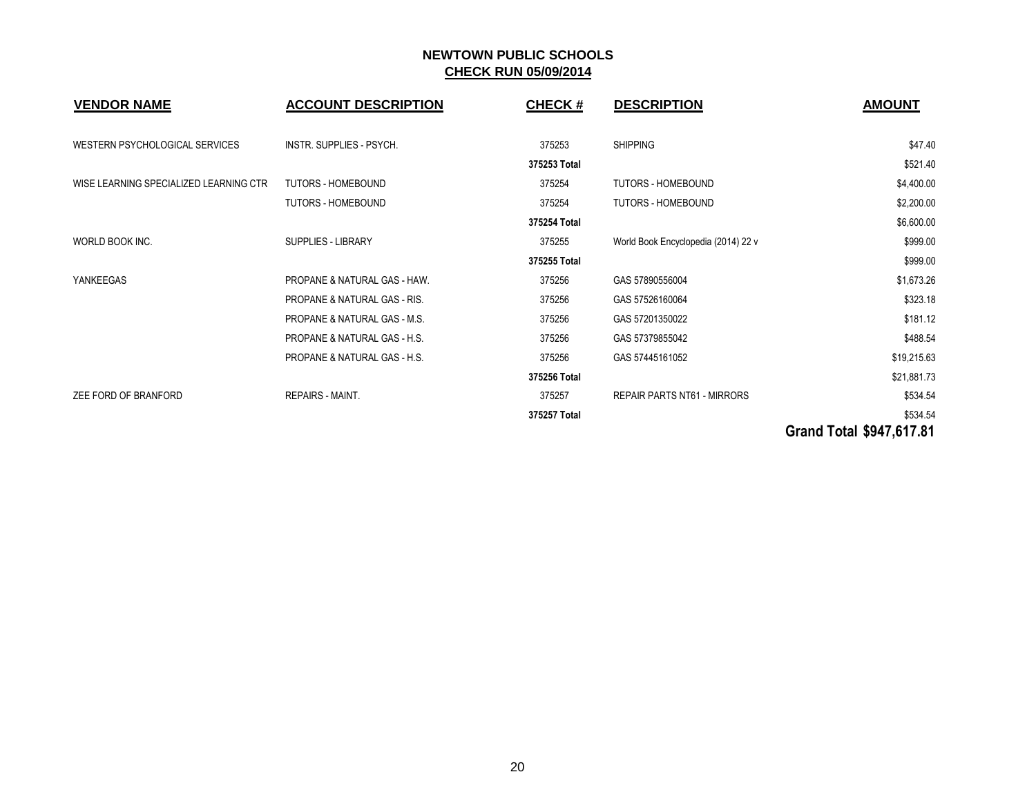**NEWTOWN PUBLIC SCHOOLS**
**CHECK RUN 05/09/2014**

| VENDOR NAME | ACCOUNT DESCRIPTION | CHECK # | DESCRIPTION | AMOUNT |
|---|---|---|---|---|
| WESTERN PSYCHOLOGICAL SERVICES | INSTR. SUPPLIES - PSYCH. | 375253 | SHIPPING | $47.40 |
| | | **375253 Total** | | $521.40 |
| WISE LEARNING SPECIALIZED LEARNING CTR | TUTORS - HOMEBOUND | 375254 | TUTORS - HOMEBOUND | $4,400.00 |
| | TUTORS - HOMEBOUND | 375254 | TUTORS - HOMEBOUND | $2,200.00 |
| | | **375254 Total** | | $6,600.00 |
| WORLD BOOK INC. | SUPPLIES - LIBRARY | 375255 | World Book Encyclopedia (2014) 22 v | $999.00 |
| | | **375255 Total** | | $999.00 |
| YANKEEGAS | PROPANE & NATURAL GAS - HAW. | 375256 | GAS 57890556004 | $1,673.26 |
| | PROPANE & NATURAL GAS - RIS. | 375256 | GAS 57526160064 | $323.18 |
| | PROPANE & NATURAL GAS - M.S. | 375256 | GAS 57201350022 | $181.12 |
| | PROPANE & NATURAL GAS - H.S. | 375256 | GAS 57379855042 | $488.54 |
| | PROPANE & NATURAL GAS - H.S. | 375256 | GAS 57445161052 | $19,215.63 |
| | | **375256 Total** | | $21,881.73 |
| ZEE FORD OF BRANFORD | REPAIRS - MAINT. | 375257 | REPAIR PARTS NT61 - MIRRORS | $534.54 |
| | | **375257 Total** | | $534.54 |
| | | | | **Grand Total $947,617.81** |